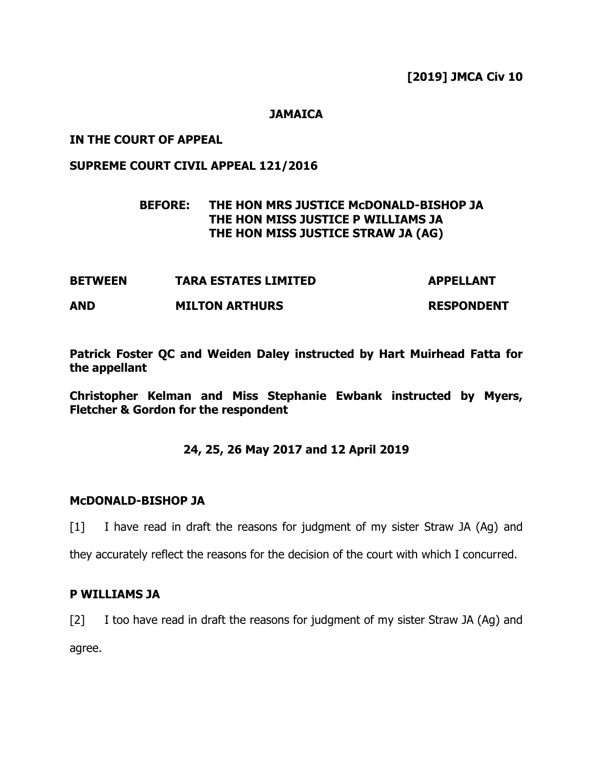**[2019] JMCA Civ 10**

**JAMAICA**

**IN THE COURT OF APPEAL**

**SUPREME COURT CIVIL APPEAL 121/2016**

**BEFORE: THE HON MRS JUSTICE McDONALD-BISHOP JA**
**THE HON MISS JUSTICE P WILLIAMS JA**
**THE HON MISS JUSTICE STRAW JA (AG)**

| | | |
|---|---|---|
| **BETWEEN** | **TARA ESTATES LIMITED** | **APPELLANT** |
| **AND** | **MILTON ARTHURS** | **RESPONDENT** |

**Patrick Foster QC and Weiden Daley instructed by Hart Muirhead Fatta for the appellant**

**Christopher Kelman and Miss Stephanie Ewbank instructed by Myers, Fletcher & Gordon for the respondent**

**24, 25, 26 May 2017 and 12 April 2019**

**McDONALD-BISHOP JA**

[1] I have read in draft the reasons for judgment of my sister Straw JA (Ag) and they accurately reflect the reasons for the decision of the court with which I concurred.

**P WILLIAMS JA**

[2] I too have read in draft the reasons for judgment of my sister Straw JA (Ag) and agree.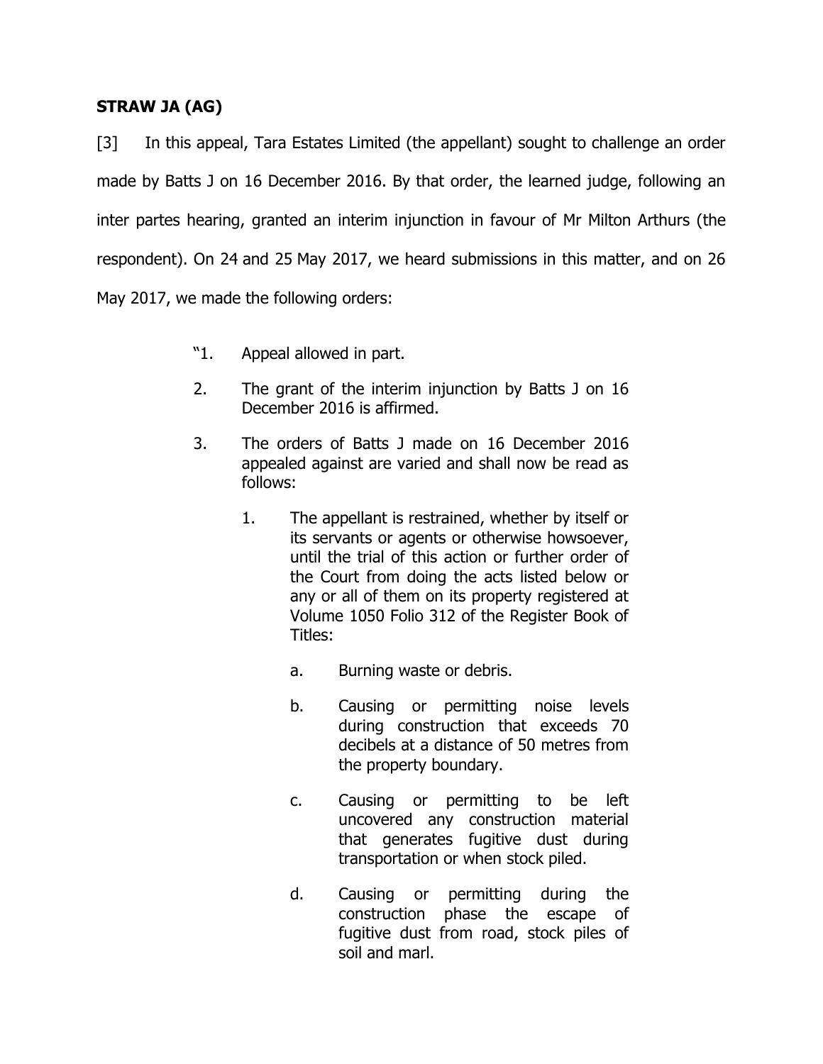**STRAW JA (AG)**

[3] In this appeal, Tara Estates Limited (the appellant) sought to challenge an order made by Batts J on 16 December 2016. By that order, the learned judge, following an inter partes hearing, granted an interim injunction in favour of Mr Milton Arthurs (the respondent). On 24 and 25 May 2017, we heard submissions in this matter, and on 26 May 2017, we made the following orders:

> "1. Appeal allowed in part.
>
> 2. The grant of the interim injunction by Batts J on 16 December 2016 is affirmed.
>
> 3. The orders of Batts J made on 16 December 2016 appealed against are varied and shall now be read as follows:
>
> > 1. The appellant is restrained, whether by itself or its servants or agents or otherwise howsoever, until the trial of this action or further order of the Court from doing the acts listed below or any or all of them on its property registered at Volume 1050 Folio 312 of the Register Book of Titles:
> >
> > > a. Burning waste or debris.
> > >
> > > b. Causing or permitting noise levels during construction that exceeds 70 decibels at a distance of 50 metres from the property boundary.
> > >
> > > c. Causing or permitting to be left uncovered any construction material that generates fugitive dust during transportation or when stock piled.
> > >
> > > d. Causing or permitting during the construction phase the escape of fugitive dust from road, stock piles of soil and marl.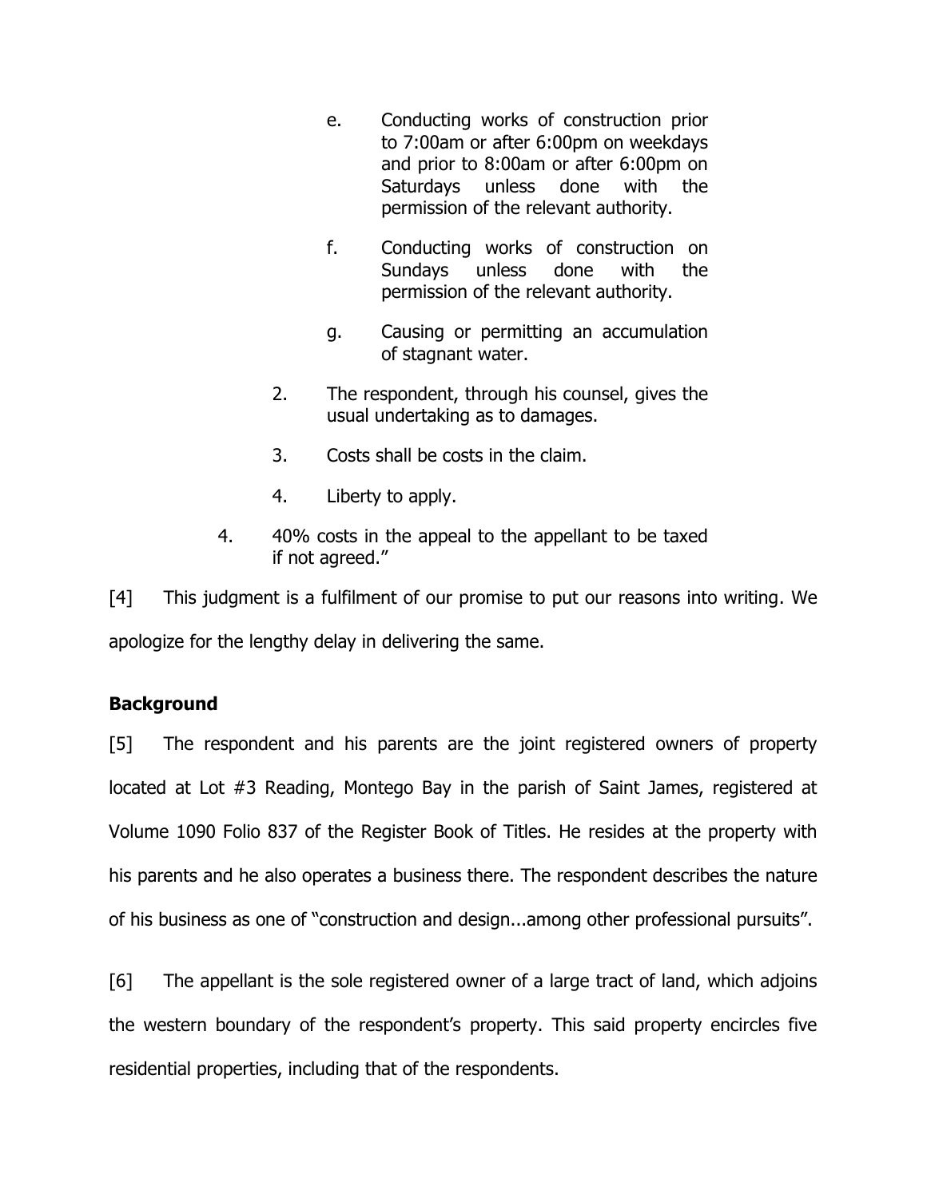e. Conducting works of construction prior to 7:00am or after 6:00pm on weekdays and prior to 8:00am or after 6:00pm on Saturdays unless done with the permission of the relevant authority.

f. Conducting works of construction on Sundays unless done with the permission of the relevant authority.

g. Causing or permitting an accumulation of stagnant water.

2. The respondent, through his counsel, gives the usual undertaking as to damages.

3. Costs shall be costs in the claim.

4. Liberty to apply.

4. 40% costs in the appeal to the appellant to be taxed if not agreed."

[4] This judgment is a fulfilment of our promise to put our reasons into writing. We apologize for the lengthy delay in delivering the same.

**Background**

[5] The respondent and his parents are the joint registered owners of property located at Lot #3 Reading, Montego Bay in the parish of Saint James, registered at Volume 1090 Folio 837 of the Register Book of Titles. He resides at the property with his parents and he also operates a business there. The respondent describes the nature of his business as one of "construction and design...among other professional pursuits".

[6] The appellant is the sole registered owner of a large tract of land, which adjoins the western boundary of the respondent's property. This said property encircles five residential properties, including that of the respondents.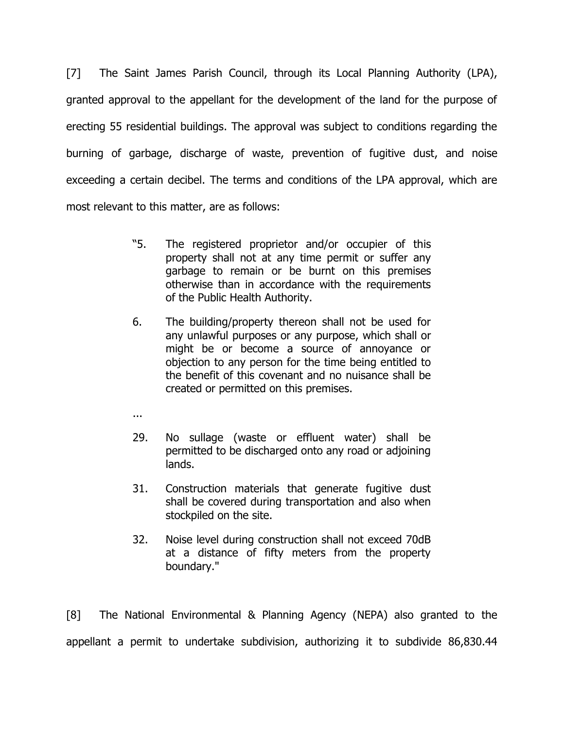[7] The Saint James Parish Council, through its Local Planning Authority (LPA), granted approval to the appellant for the development of the land for the purpose of erecting 55 residential buildings. The approval was subject to conditions regarding the burning of garbage, discharge of waste, prevention of fugitive dust, and noise exceeding a certain decibel. The terms and conditions of the LPA approval, which are most relevant to this matter, are as follows:

> "5. The registered proprietor and/or occupier of this property shall not at any time permit or suffer any garbage to remain or be burnt on this premises otherwise than in accordance with the requirements of the Public Health Authority.
>
> 6. The building/property thereon shall not be used for any unlawful purposes or any purpose, which shall or might be or become a source of annoyance or objection to any person for the time being entitled to the benefit of this covenant and no nuisance shall be created or permitted on this premises.
>
> ...
>
> 29. No sullage (waste or effluent water) shall be permitted to be discharged onto any road or adjoining lands.
>
> 31. Construction materials that generate fugitive dust shall be covered during transportation and also when stockpiled on the site.
>
> 32. Noise level during construction shall not exceed 70dB at a distance of fifty meters from the property boundary."

[8] The National Environmental & Planning Agency (NEPA) also granted to the appellant a permit to undertake subdivision, authorizing it to subdivide 86,830.44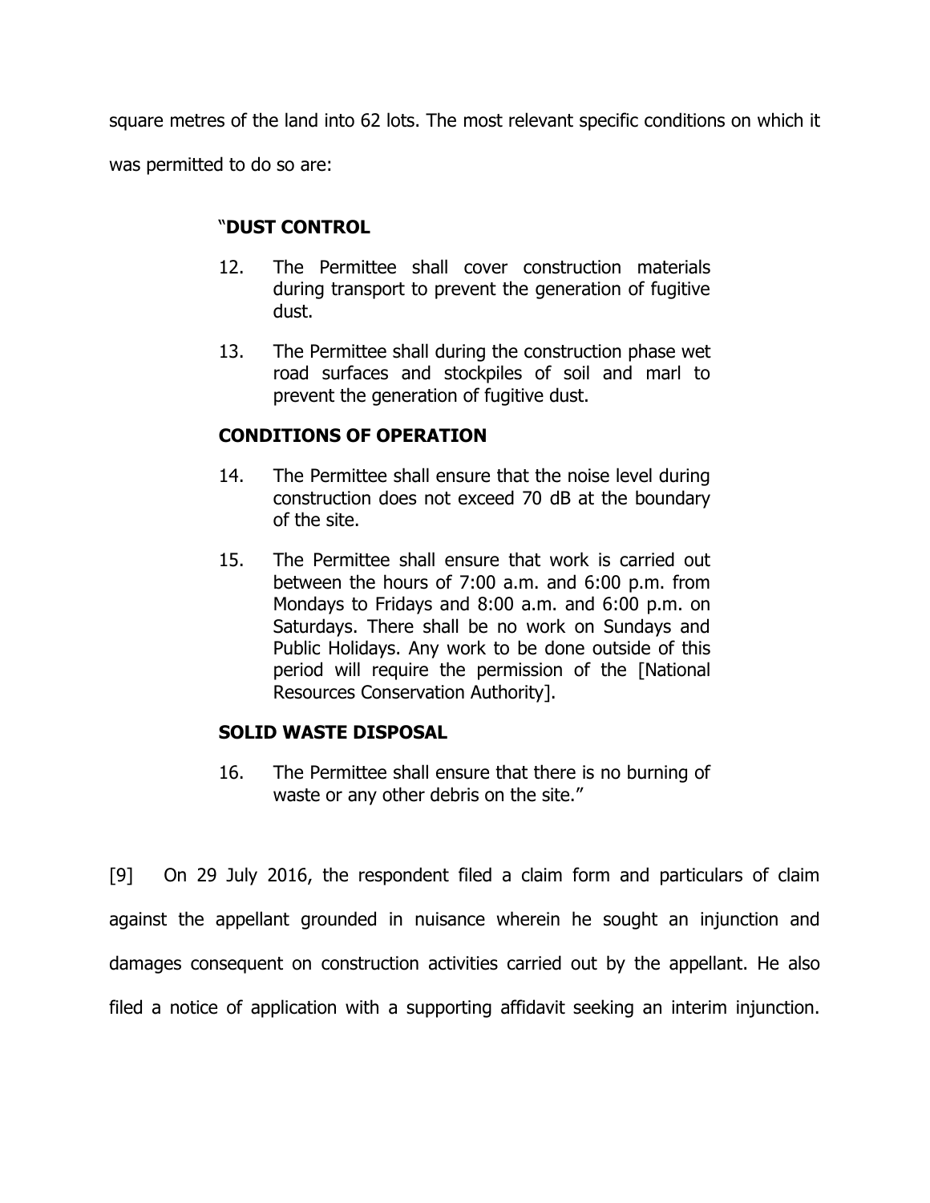square metres of the land into 62 lots. The most relevant specific conditions on which it was permitted to do so are:

> "**DUST CONTROL**
>
> 12. The Permittee shall cover construction materials during transport to prevent the generation of fugitive dust.
>
> 13. The Permittee shall during the construction phase wet road surfaces and stockpiles of soil and marl to prevent the generation of fugitive dust.
>
> **CONDITIONS OF OPERATION**
>
> 14. The Permittee shall ensure that the noise level during construction does not exceed 70 dB at the boundary of the site.
>
> 15. The Permittee shall ensure that work is carried out between the hours of 7:00 a.m. and 6:00 p.m. from Mondays to Fridays and 8:00 a.m. and 6:00 p.m. on Saturdays. There shall be no work on Sundays and Public Holidays. Any work to be done outside of this period will require the permission of the [National Resources Conservation Authority].
>
> **SOLID WASTE DISPOSAL**
>
> 16. The Permittee shall ensure that there is no burning of waste or any other debris on the site."

[9] On 29 July 2016, the respondent filed a claim form and particulars of claim against the appellant grounded in nuisance wherein he sought an injunction and damages consequent on construction activities carried out by the appellant. He also filed a notice of application with a supporting affidavit seeking an interim injunction.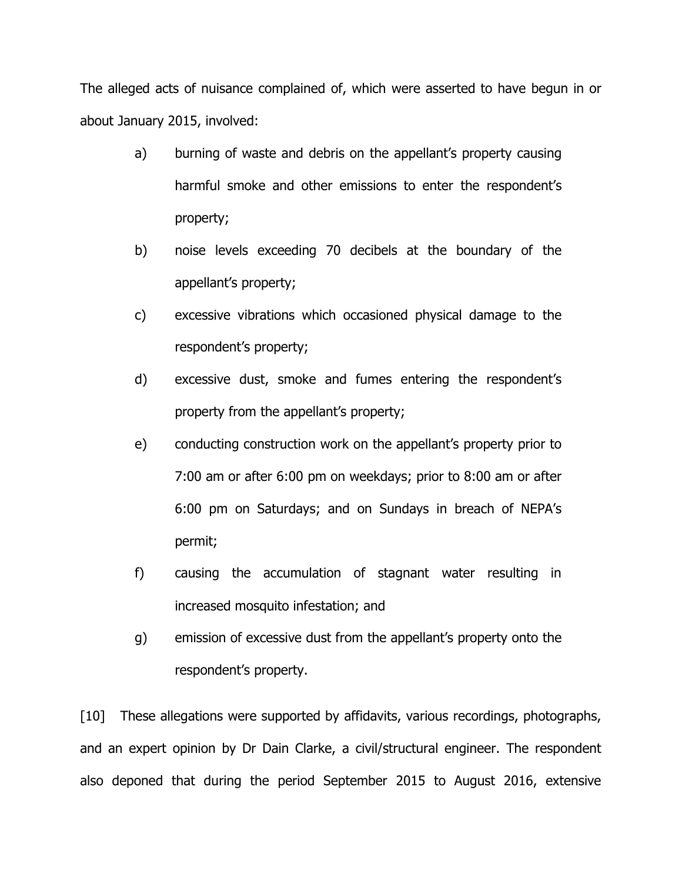The alleged acts of nuisance complained of, which were asserted to have begun in or about January 2015, involved:

a) burning of waste and debris on the appellant's property causing harmful smoke and other emissions to enter the respondent's property;

b) noise levels exceeding 70 decibels at the boundary of the appellant's property;

c) excessive vibrations which occasioned physical damage to the respondent's property;

d) excessive dust, smoke and fumes entering the respondent's property from the appellant's property;

e) conducting construction work on the appellant's property prior to 7:00 am or after 6:00 pm on weekdays; prior to 8:00 am or after 6:00 pm on Saturdays; and on Sundays in breach of NEPA's permit;

f) causing the accumulation of stagnant water resulting in increased mosquito infestation; and

g) emission of excessive dust from the appellant's property onto the respondent's property.

[10] These allegations were supported by affidavits, various recordings, photographs, and an expert opinion by Dr Dain Clarke, a civil/structural engineer. The respondent also deponed that during the period September 2015 to August 2016, extensive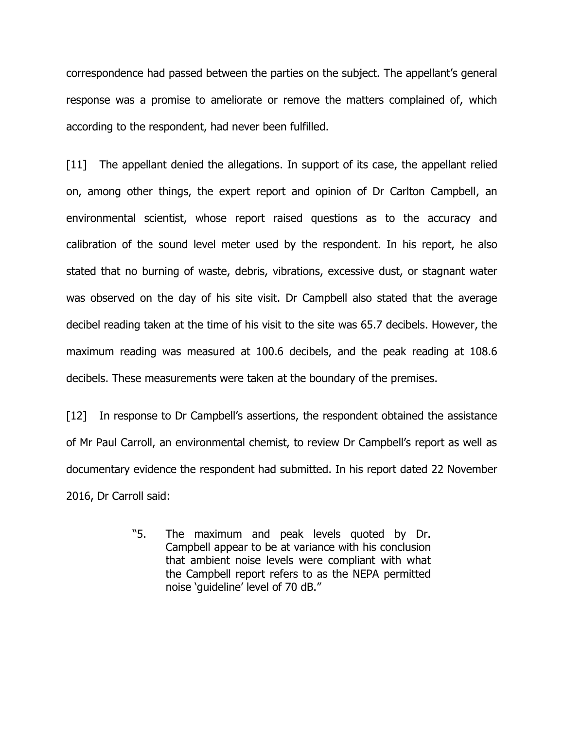correspondence had passed between the parties on the subject. The appellant's general response was a promise to ameliorate or remove the matters complained of, which according to the respondent, had never been fulfilled.

[11] The appellant denied the allegations. In support of its case, the appellant relied on, among other things, the expert report and opinion of Dr Carlton Campbell, an environmental scientist, whose report raised questions as to the accuracy and calibration of the sound level meter used by the respondent. In his report, he also stated that no burning of waste, debris, vibrations, excessive dust, or stagnant water was observed on the day of his site visit. Dr Campbell also stated that the average decibel reading taken at the time of his visit to the site was 65.7 decibels. However, the maximum reading was measured at 100.6 decibels, and the peak reading at 108.6 decibels. These measurements were taken at the boundary of the premises.

[12] In response to Dr Campbell's assertions, the respondent obtained the assistance of Mr Paul Carroll, an environmental chemist, to review Dr Campbell's report as well as documentary evidence the respondent had submitted. In his report dated 22 November 2016, Dr Carroll said:

> "5. The maximum and peak levels quoted by Dr. Campbell appear to be at variance with his conclusion that ambient noise levels were compliant with what the Campbell report refers to as the NEPA permitted noise 'guideline' level of 70 dB."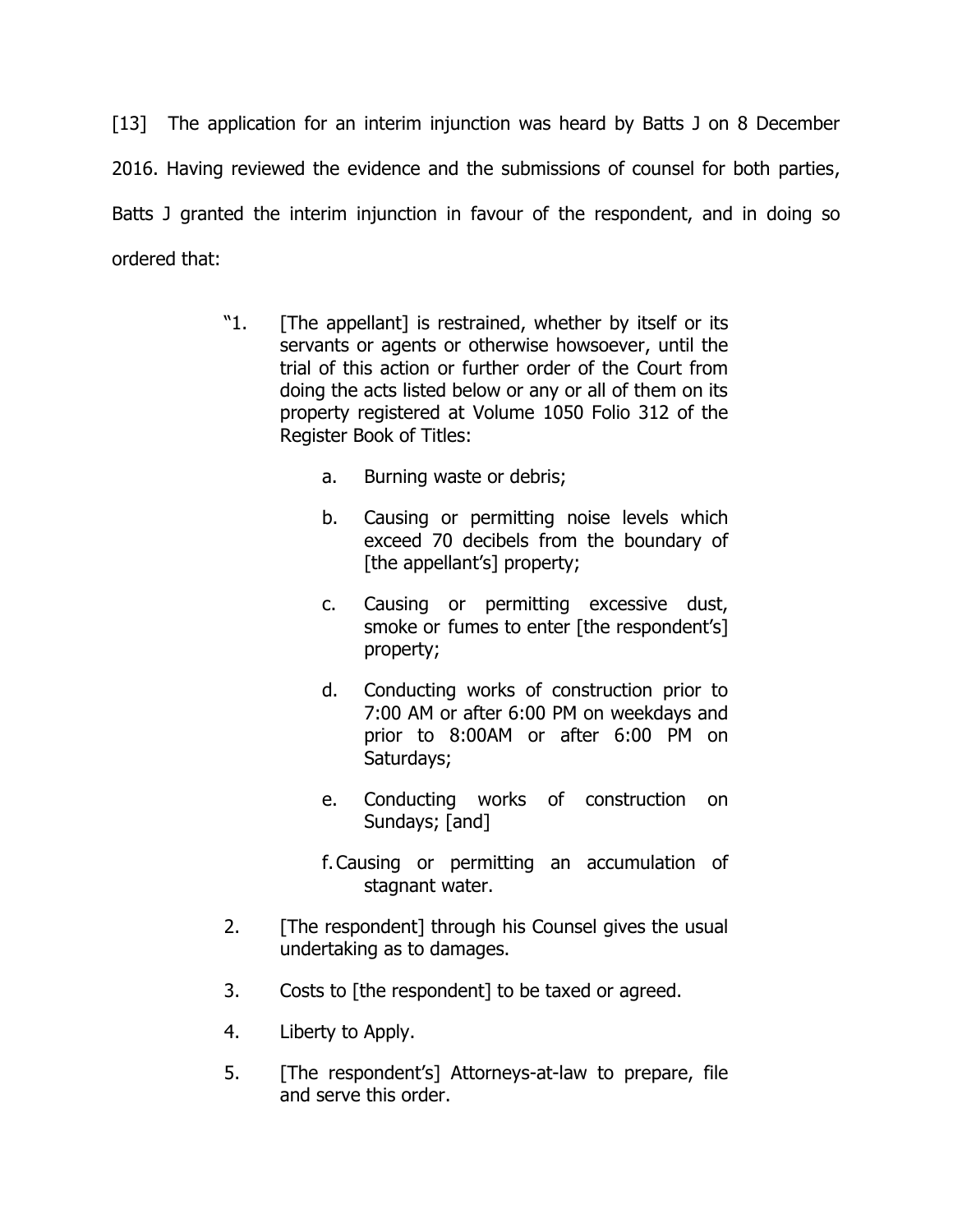[13] The application for an interim injunction was heard by Batts J on 8 December 2016. Having reviewed the evidence and the submissions of counsel for both parties, Batts J granted the interim injunction in favour of the respondent, and in doing so ordered that:

> "1. [The appellant] is restrained, whether by itself or its servants or agents or otherwise howsoever, until the trial of this action or further order of the Court from doing the acts listed below or any or all of them on its property registered at Volume 1050 Folio 312 of the Register Book of Titles:
>
> a. Burning waste or debris;
>
> b. Causing or permitting noise levels which exceed 70 decibels from the boundary of [the appellant's] property;
>
> c. Causing or permitting excessive dust, smoke or fumes to enter [the respondent's] property;
>
> d. Conducting works of construction prior to 7:00 AM or after 6:00 PM on weekdays and prior to 8:00AM or after 6:00 PM on Saturdays;
>
> e. Conducting works of construction on Sundays; [and]
>
> f. Causing or permitting an accumulation of stagnant water.
>
> 2. [The respondent] through his Counsel gives the usual undertaking as to damages.
>
> 3. Costs to [the respondent] to be taxed or agreed.
>
> 4. Liberty to Apply.
>
> 5. [The respondent's] Attorneys-at-law to prepare, file and serve this order.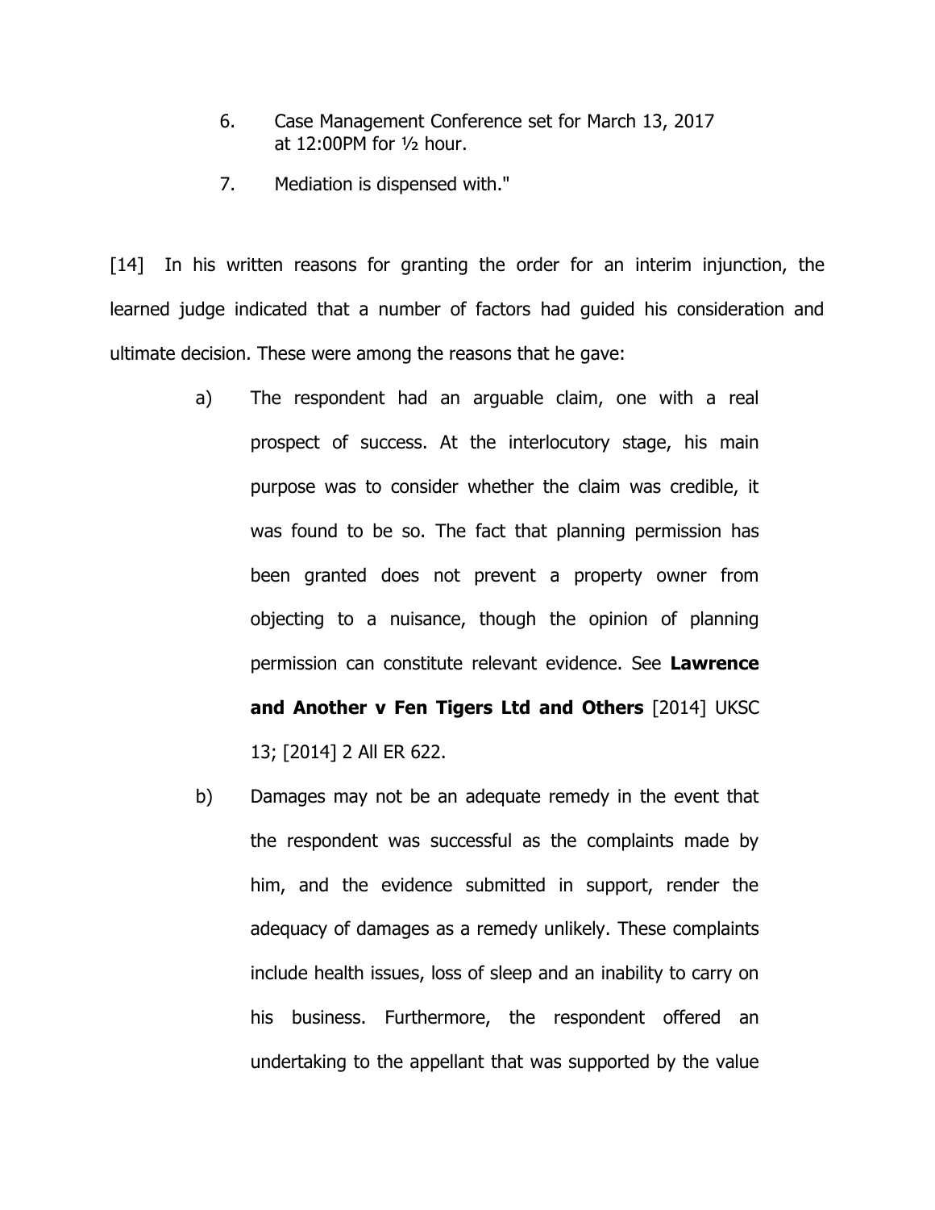6. Case Management Conference set for March 13, 2017 at 12:00PM for ½ hour.

7. Mediation is dispensed with."

[14] In his written reasons for granting the order for an interim injunction, the learned judge indicated that a number of factors had guided his consideration and ultimate decision. These were among the reasons that he gave:

a) The respondent had an arguable claim, one with a real prospect of success. At the interlocutory stage, his main purpose was to consider whether the claim was credible, it was found to be so. The fact that planning permission has been granted does not prevent a property owner from objecting to a nuisance, though the opinion of planning permission can constitute relevant evidence. See **Lawrence and Another v Fen Tigers Ltd and Others** [2014] UKSC 13; [2014] 2 All ER 622.

b) Damages may not be an adequate remedy in the event that the respondent was successful as the complaints made by him, and the evidence submitted in support, render the adequacy of damages as a remedy unlikely. These complaints include health issues, loss of sleep and an inability to carry on his business. Furthermore, the respondent offered an undertaking to the appellant that was supported by the value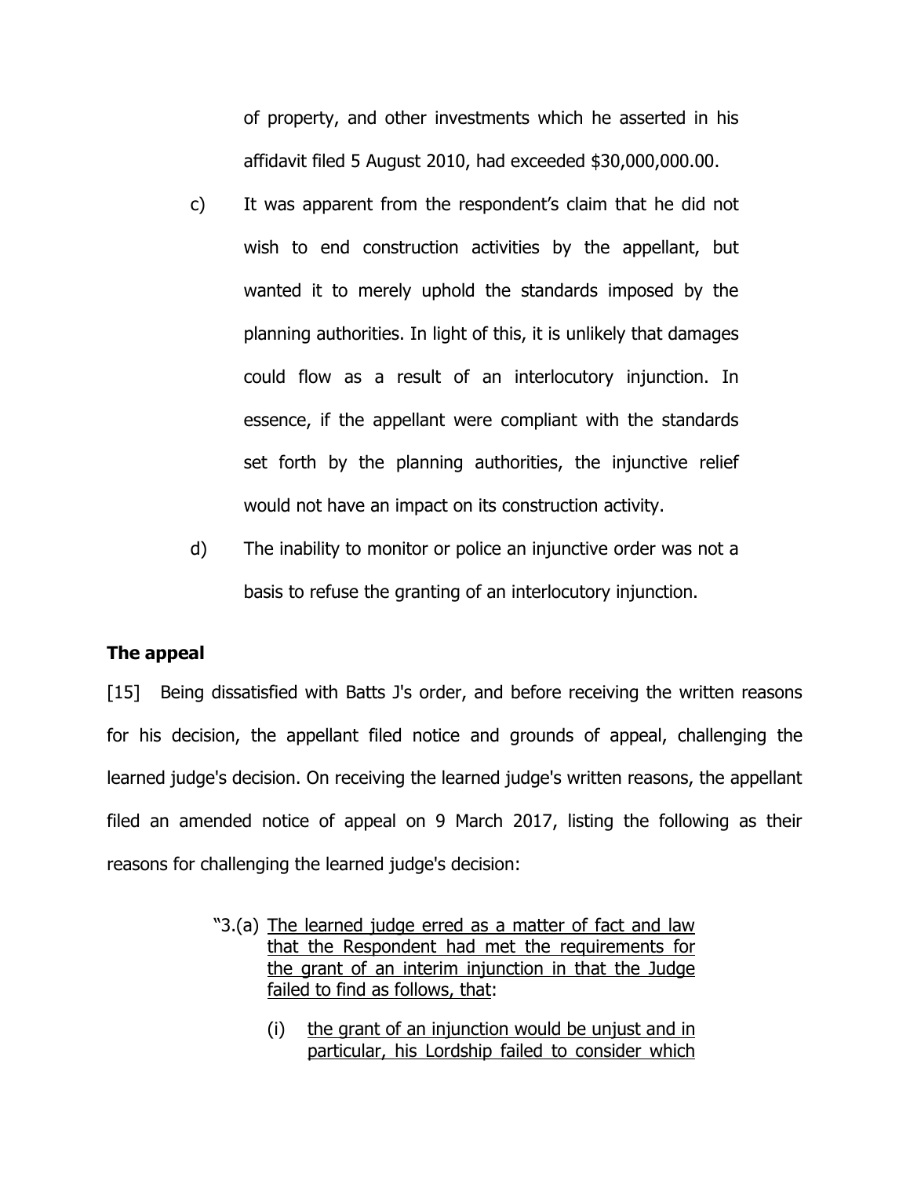of property, and other investments which he asserted in his affidavit filed 5 August 2010, had exceeded $30,000,000.00.

c) It was apparent from the respondent's claim that he did not wish to end construction activities by the appellant, but wanted it to merely uphold the standards imposed by the planning authorities. In light of this, it is unlikely that damages could flow as a result of an interlocutory injunction. In essence, if the appellant were compliant with the standards set forth by the planning authorities, the injunctive relief would not have an impact on its construction activity.

d) The inability to monitor or police an injunctive order was not a basis to refuse the granting of an interlocutory injunction.

**The appeal**

[15] Being dissatisfied with Batts J's order, and before receiving the written reasons for his decision, the appellant filed notice and grounds of appeal, challenging the learned judge's decision. On receiving the learned judge's written reasons, the appellant filed an amended notice of appeal on 9 March 2017, listing the following as their reasons for challenging the learned judge's decision:

> "3.(a) <u>The learned judge erred as a matter of fact and law that the Respondent had met the requirements for the grant of an interim injunction in that the Judge failed to find as follows, that</u>:
>
> (i) <u>the grant of an injunction would be unjust and in particular, his Lordship failed to consider which</u>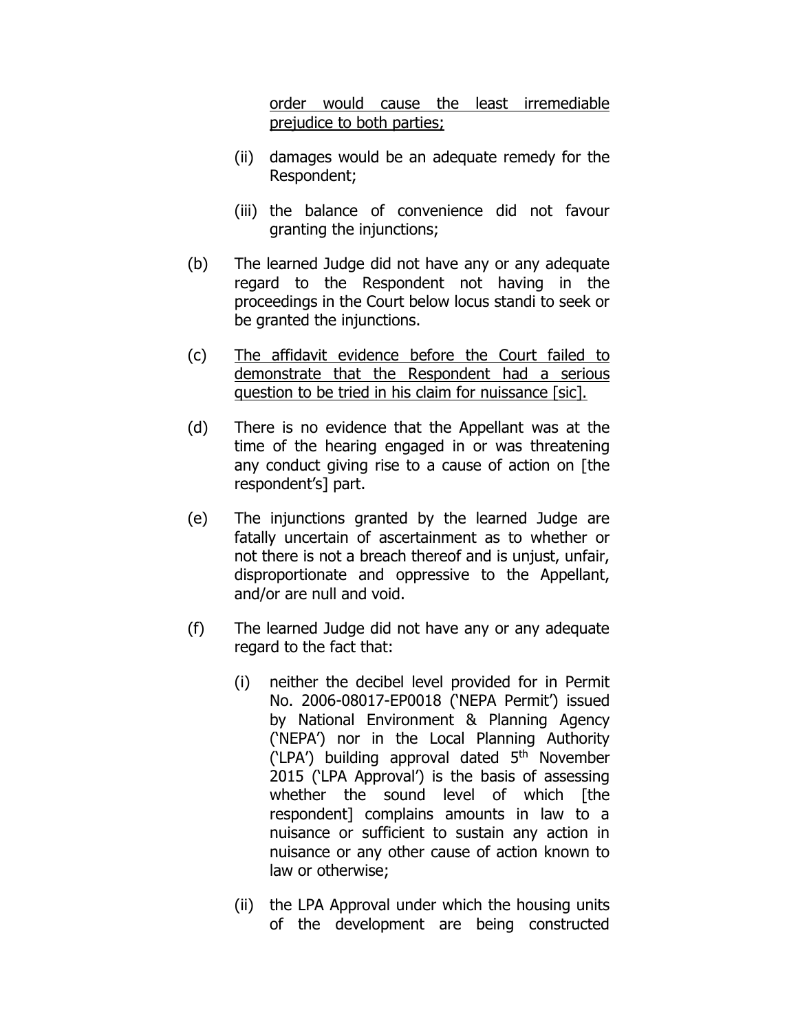<u>order would cause the least irremediable prejudice to both parties;</u>

(ii) damages would be an adequate remedy for the Respondent;

(iii) the balance of convenience did not favour granting the injunctions;

(b) The learned Judge did not have any or any adequate regard to the Respondent not having in the proceedings in the Court below locus standi to seek or be granted the injunctions.

(c) <u>The affidavit evidence before the Court failed to demonstrate that the Respondent had a serious question to be tried in his claim for nuissance [sic].</u>

(d) There is no evidence that the Appellant was at the time of the hearing engaged in or was threatening any conduct giving rise to a cause of action on [the respondent's] part.

(e) The injunctions granted by the learned Judge are fatally uncertain of ascertainment as to whether or not there is not a breach thereof and is unjust, unfair, disproportionate and oppressive to the Appellant, and/or are null and void.

(f) The learned Judge did not have any or any adequate regard to the fact that:

(i) neither the decibel level provided for in Permit No. 2006-08017-EP0018 ('NEPA Permit') issued by National Environment & Planning Agency ('NEPA') nor in the Local Planning Authority ('LPA') building approval dated 5th November 2015 ('LPA Approval') is the basis of assessing whether the sound level of which [the respondent] complains amounts in law to a nuisance or sufficient to sustain any action in nuisance or any other cause of action known to law or otherwise;

(ii) the LPA Approval under which the housing units of the development are being constructed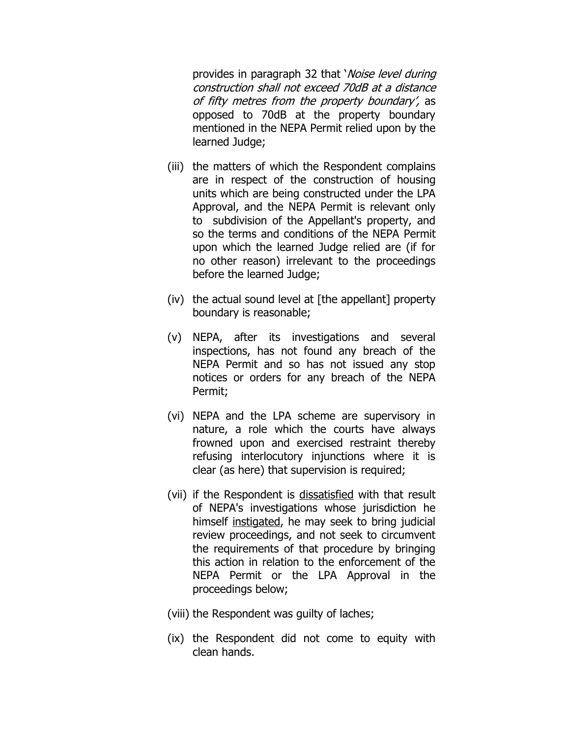provides in paragraph 32 that '*Noise level during construction shall not exceed 70dB at a distance of fifty metres from the property boundary'*, as opposed to 70dB at the property boundary mentioned in the NEPA Permit relied upon by the learned Judge;

(iii) the matters of which the Respondent complains are in respect of the construction of housing units which are being constructed under the LPA Approval, and the NEPA Permit is relevant only to subdivision of the Appellant's property, and so the terms and conditions of the NEPA Permit upon which the learned Judge relied are (if for no other reason) irrelevant to the proceedings before the learned Judge;

(iv) the actual sound level at [the appellant] property boundary is reasonable;

(v) NEPA, after its investigations and several inspections, has not found any breach of the NEPA Permit and so has not issued any stop notices or orders for any breach of the NEPA Permit;

(vi) NEPA and the LPA scheme are supervisory in nature, a role which the courts have always frowned upon and exercised restraint thereby refusing interlocutory injunctions where it is clear (as here) that supervision is required;

(vii) if the Respondent is <u>dissatisfied</u> with that result of NEPA's investigations whose jurisdiction he himself <u>instigated</u>, he may seek to bring judicial review proceedings, and not seek to circumvent the requirements of that procedure by bringing this action in relation to the enforcement of the NEPA Permit or the LPA Approval in the proceedings below;

(viii) the Respondent was guilty of laches;

(ix) the Respondent did not come to equity with clean hands.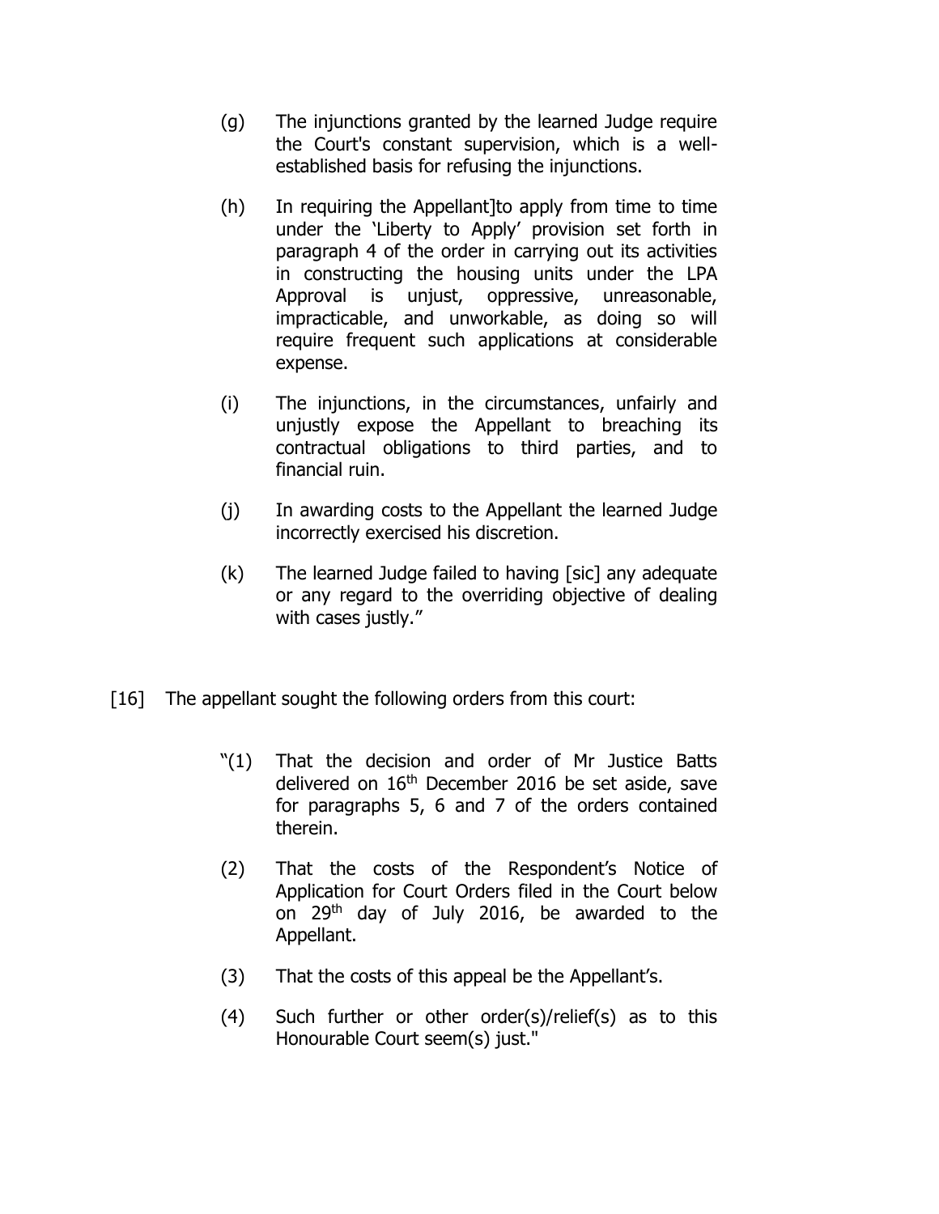(g) The injunctions granted by the learned Judge require the Court's constant supervision, which is a well-established basis for refusing the injunctions.

(h) In requiring the Appellant]to apply from time to time under the 'Liberty to Apply' provision set forth in paragraph 4 of the order in carrying out its activities in constructing the housing units under the LPA Approval is unjust, oppressive, unreasonable, impracticable, and unworkable, as doing so will require frequent such applications at considerable expense.

(i) The injunctions, in the circumstances, unfairly and unjustly expose the Appellant to breaching its contractual obligations to third parties, and to financial ruin.

(j) In awarding costs to the Appellant the learned Judge incorrectly exercised his discretion.

(k) The learned Judge failed to having [sic] any adequate or any regard to the overriding objective of dealing with cases justly."

[16] The appellant sought the following orders from this court:

"(1) That the decision and order of Mr Justice Batts delivered on 16th December 2016 be set aside, save for paragraphs 5, 6 and 7 of the orders contained therein.

(2) That the costs of the Respondent's Notice of Application for Court Orders filed in the Court below on 29th day of July 2016, be awarded to the Appellant.

(3) That the costs of this appeal be the Appellant's.

(4) Such further or other order(s)/relief(s) as to this Honourable Court seem(s) just."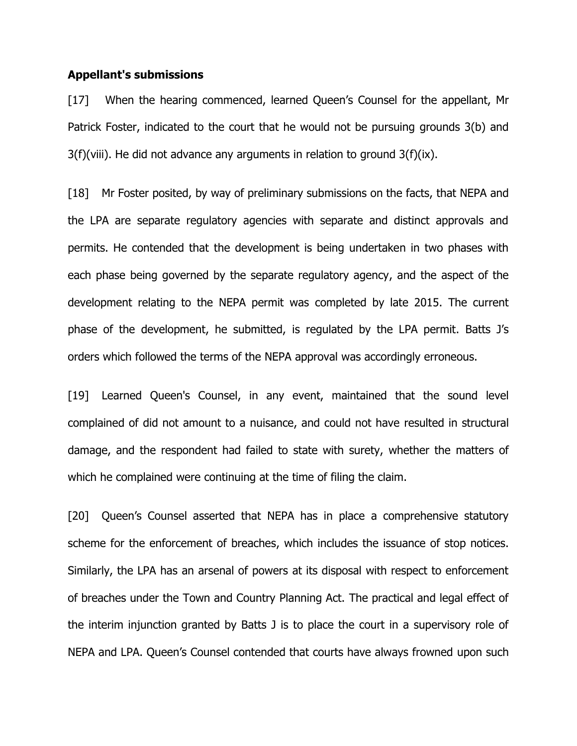**Appellant's submissions**

[17] When the hearing commenced, learned Queen's Counsel for the appellant, Mr Patrick Foster, indicated to the court that he would not be pursuing grounds 3(b) and 3(f)(viii). He did not advance any arguments in relation to ground 3(f)(ix).

[18] Mr Foster posited, by way of preliminary submissions on the facts, that NEPA and the LPA are separate regulatory agencies with separate and distinct approvals and permits. He contended that the development is being undertaken in two phases with each phase being governed by the separate regulatory agency, and the aspect of the development relating to the NEPA permit was completed by late 2015. The current phase of the development, he submitted, is regulated by the LPA permit. Batts J's orders which followed the terms of the NEPA approval was accordingly erroneous.

[19] Learned Queen's Counsel, in any event, maintained that the sound level complained of did not amount to a nuisance, and could not have resulted in structural damage, and the respondent had failed to state with surety, whether the matters of which he complained were continuing at the time of filing the claim.

[20] Queen's Counsel asserted that NEPA has in place a comprehensive statutory scheme for the enforcement of breaches, which includes the issuance of stop notices. Similarly, the LPA has an arsenal of powers at its disposal with respect to enforcement of breaches under the Town and Country Planning Act. The practical and legal effect of the interim injunction granted by Batts J is to place the court in a supervisory role of NEPA and LPA. Queen's Counsel contended that courts have always frowned upon such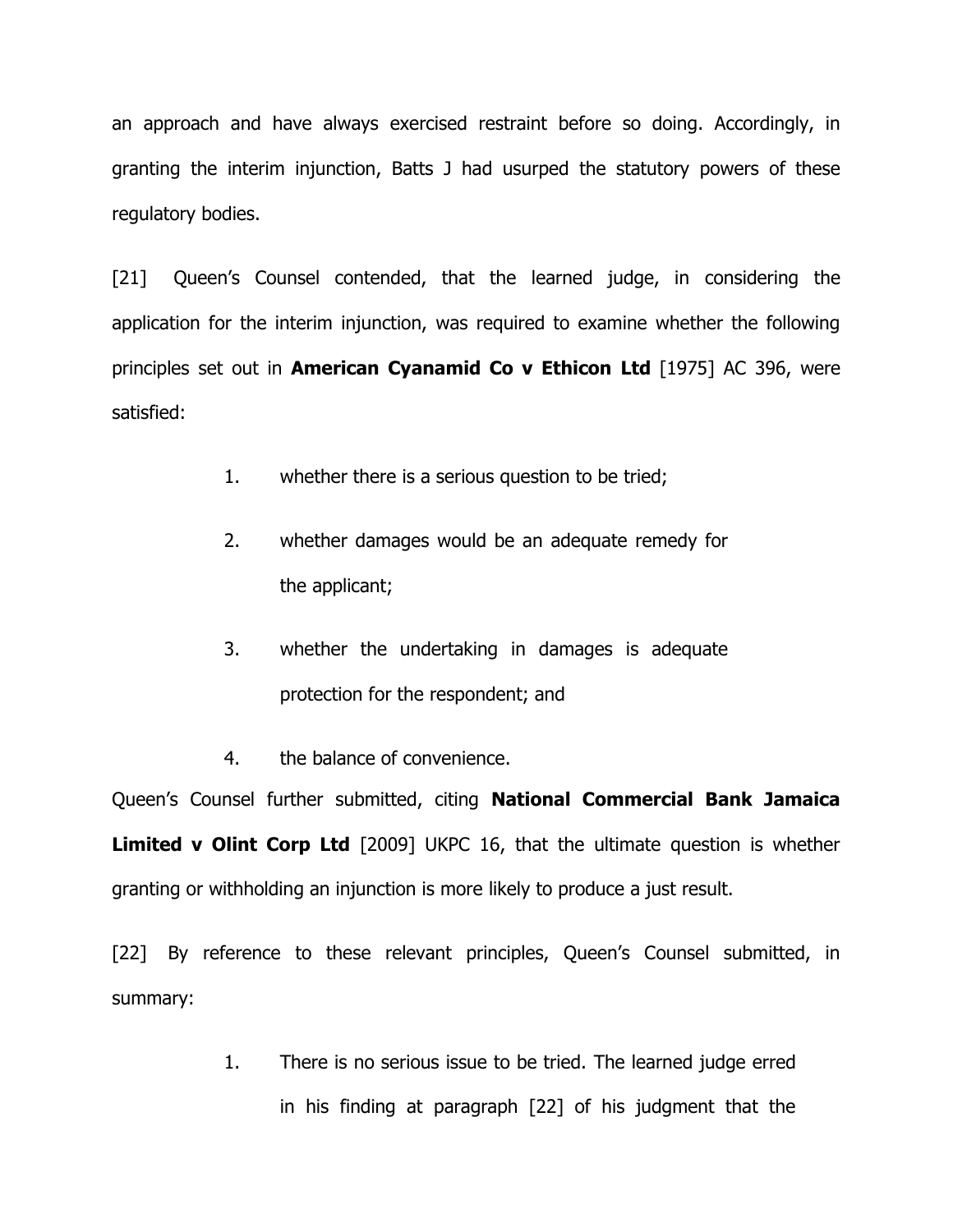an approach and have always exercised restraint before so doing. Accordingly, in granting the interim injunction, Batts J had usurped the statutory powers of these regulatory bodies.

[21] Queen's Counsel contended, that the learned judge, in considering the application for the interim injunction, was required to examine whether the following principles set out in **American Cyanamid Co v Ethicon Ltd** [1975] AC 396, were satisfied:

1. whether there is a serious question to be tried;
2. whether damages would be an adequate remedy for the applicant;
3. whether the undertaking in damages is adequate protection for the respondent; and
4. the balance of convenience.

Queen's Counsel further submitted, citing **National Commercial Bank Jamaica Limited v Olint Corp Ltd** [2009] UKPC 16, that the ultimate question is whether granting or withholding an injunction is more likely to produce a just result.

[22] By reference to these relevant principles, Queen's Counsel submitted, in summary:

1. There is no serious issue to be tried. The learned judge erred in his finding at paragraph [22] of his judgment that the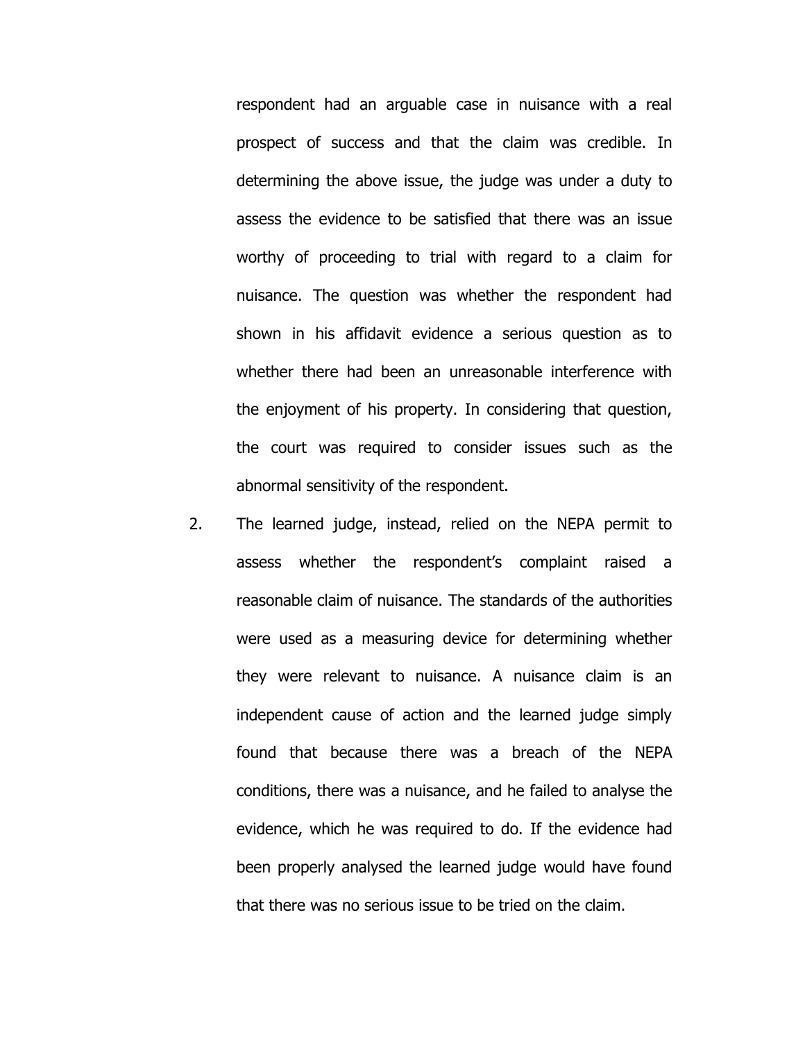respondent had an arguable case in nuisance with a real prospect of success and that the claim was credible. In determining the above issue, the judge was under a duty to assess the evidence to be satisfied that there was an issue worthy of proceeding to trial with regard to a claim for nuisance. The question was whether the respondent had shown in his affidavit evidence a serious question as to whether there had been an unreasonable interference with the enjoyment of his property. In considering that question, the court was required to consider issues such as the abnormal sensitivity of the respondent.

2. The learned judge, instead, relied on the NEPA permit to assess whether the respondent's complaint raised a reasonable claim of nuisance. The standards of the authorities were used as a measuring device for determining whether they were relevant to nuisance. A nuisance claim is an independent cause of action and the learned judge simply found that because there was a breach of the NEPA conditions, there was a nuisance, and he failed to analyse the evidence, which he was required to do. If the evidence had been properly analysed the learned judge would have found that there was no serious issue to be tried on the claim.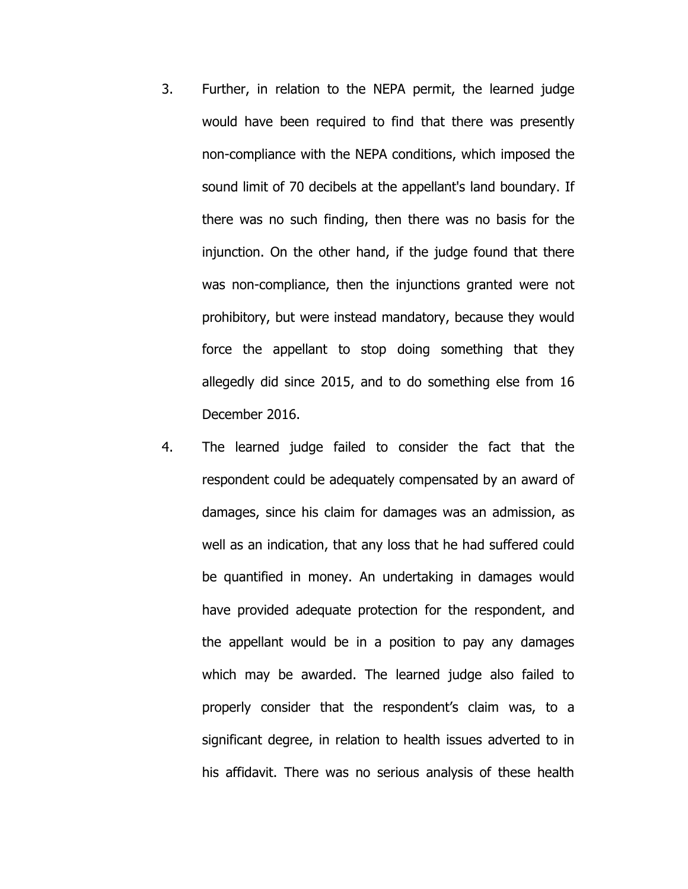3. Further, in relation to the NEPA permit, the learned judge would have been required to find that there was presently non-compliance with the NEPA conditions, which imposed the sound limit of 70 decibels at the appellant's land boundary. If there was no such finding, then there was no basis for the injunction. On the other hand, if the judge found that there was non-compliance, then the injunctions granted were not prohibitory, but were instead mandatory, because they would force the appellant to stop doing something that they allegedly did since 2015, and to do something else from 16 December 2016.

4. The learned judge failed to consider the fact that the respondent could be adequately compensated by an award of damages, since his claim for damages was an admission, as well as an indication, that any loss that he had suffered could be quantified in money. An undertaking in damages would have provided adequate protection for the respondent, and the appellant would be in a position to pay any damages which may be awarded. The learned judge also failed to properly consider that the respondent's claim was, to a significant degree, in relation to health issues adverted to in his affidavit. There was no serious analysis of these health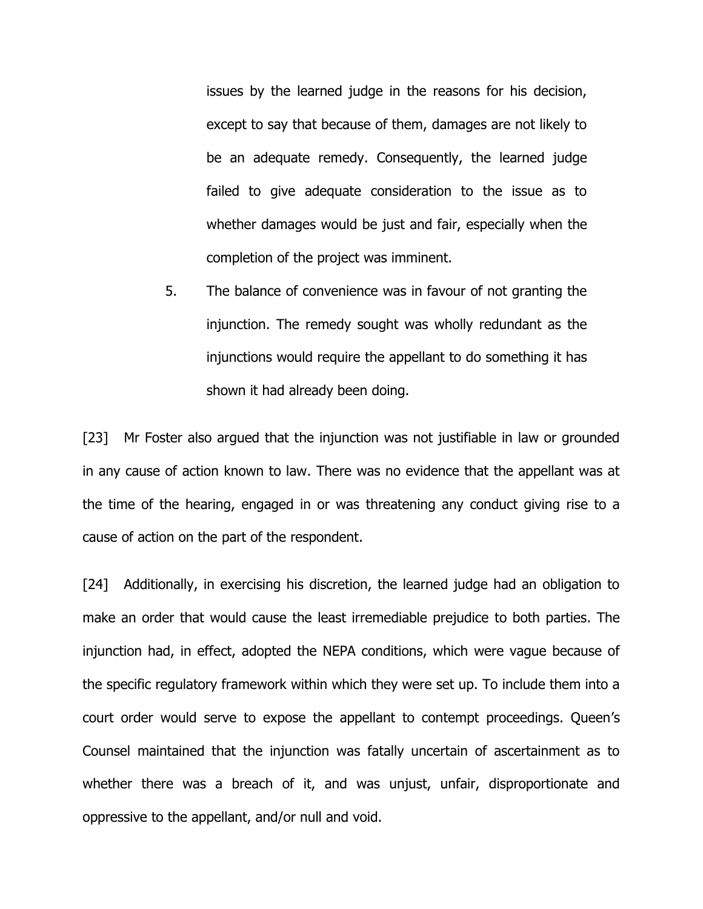issues by the learned judge in the reasons for his decision, except to say that because of them, damages are not likely to be an adequate remedy. Consequently, the learned judge failed to give adequate consideration to the issue as to whether damages would be just and fair, especially when the completion of the project was imminent.

5. The balance of convenience was in favour of not granting the injunction. The remedy sought was wholly redundant as the injunctions would require the appellant to do something it has shown it had already been doing.

[23] Mr Foster also argued that the injunction was not justifiable in law or grounded in any cause of action known to law. There was no evidence that the appellant was at the time of the hearing, engaged in or was threatening any conduct giving rise to a cause of action on the part of the respondent.

[24] Additionally, in exercising his discretion, the learned judge had an obligation to make an order that would cause the least irremediable prejudice to both parties. The injunction had, in effect, adopted the NEPA conditions, which were vague because of the specific regulatory framework within which they were set up. To include them into a court order would serve to expose the appellant to contempt proceedings. Queen's Counsel maintained that the injunction was fatally uncertain of ascertainment as to whether there was a breach of it, and was unjust, unfair, disproportionate and oppressive to the appellant, and/or null and void.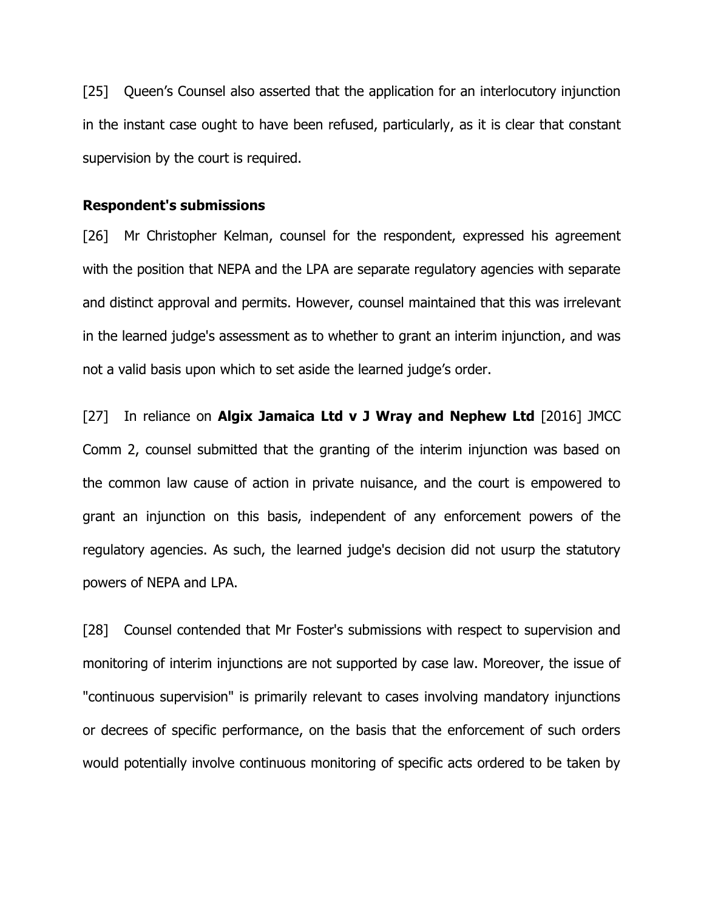[25] Queen's Counsel also asserted that the application for an interlocutory injunction in the instant case ought to have been refused, particularly, as it is clear that constant supervision by the court is required.

**Respondent's submissions**

[26] Mr Christopher Kelman, counsel for the respondent, expressed his agreement with the position that NEPA and the LPA are separate regulatory agencies with separate and distinct approval and permits. However, counsel maintained that this was irrelevant in the learned judge's assessment as to whether to grant an interim injunction, and was not a valid basis upon which to set aside the learned judge's order.

[27] In reliance on **Algix Jamaica Ltd v J Wray and Nephew Ltd** [2016] JMCC Comm 2, counsel submitted that the granting of the interim injunction was based on the common law cause of action in private nuisance, and the court is empowered to grant an injunction on this basis, independent of any enforcement powers of the regulatory agencies. As such, the learned judge's decision did not usurp the statutory powers of NEPA and LPA.

[28] Counsel contended that Mr Foster's submissions with respect to supervision and monitoring of interim injunctions are not supported by case law. Moreover, the issue of "continuous supervision" is primarily relevant to cases involving mandatory injunctions or decrees of specific performance, on the basis that the enforcement of such orders would potentially involve continuous monitoring of specific acts ordered to be taken by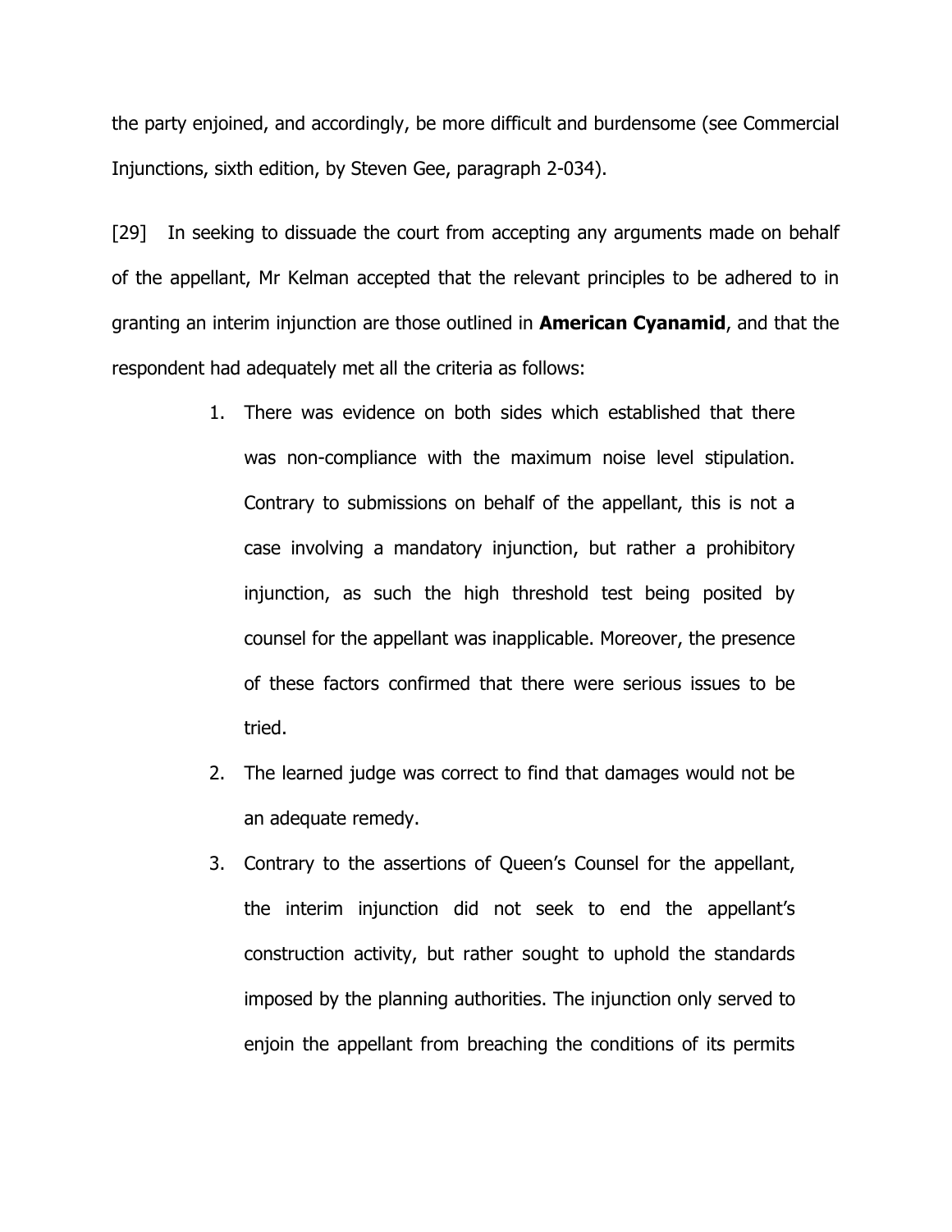the party enjoined, and accordingly, be more difficult and burdensome (see Commercial Injunctions, sixth edition, by Steven Gee, paragraph 2-034).

[29] In seeking to dissuade the court from accepting any arguments made on behalf of the appellant, Mr Kelman accepted that the relevant principles to be adhered to in granting an interim injunction are those outlined in **American Cyanamid**, and that the respondent had adequately met all the criteria as follows:

1. There was evidence on both sides which established that there was non-compliance with the maximum noise level stipulation. Contrary to submissions on behalf of the appellant, this is not a case involving a mandatory injunction, but rather a prohibitory injunction, as such the high threshold test being posited by counsel for the appellant was inapplicable. Moreover, the presence of these factors confirmed that there were serious issues to be tried.
2. The learned judge was correct to find that damages would not be an adequate remedy.
3. Contrary to the assertions of Queen's Counsel for the appellant, the interim injunction did not seek to end the appellant's construction activity, but rather sought to uphold the standards imposed by the planning authorities. The injunction only served to enjoin the appellant from breaching the conditions of its permits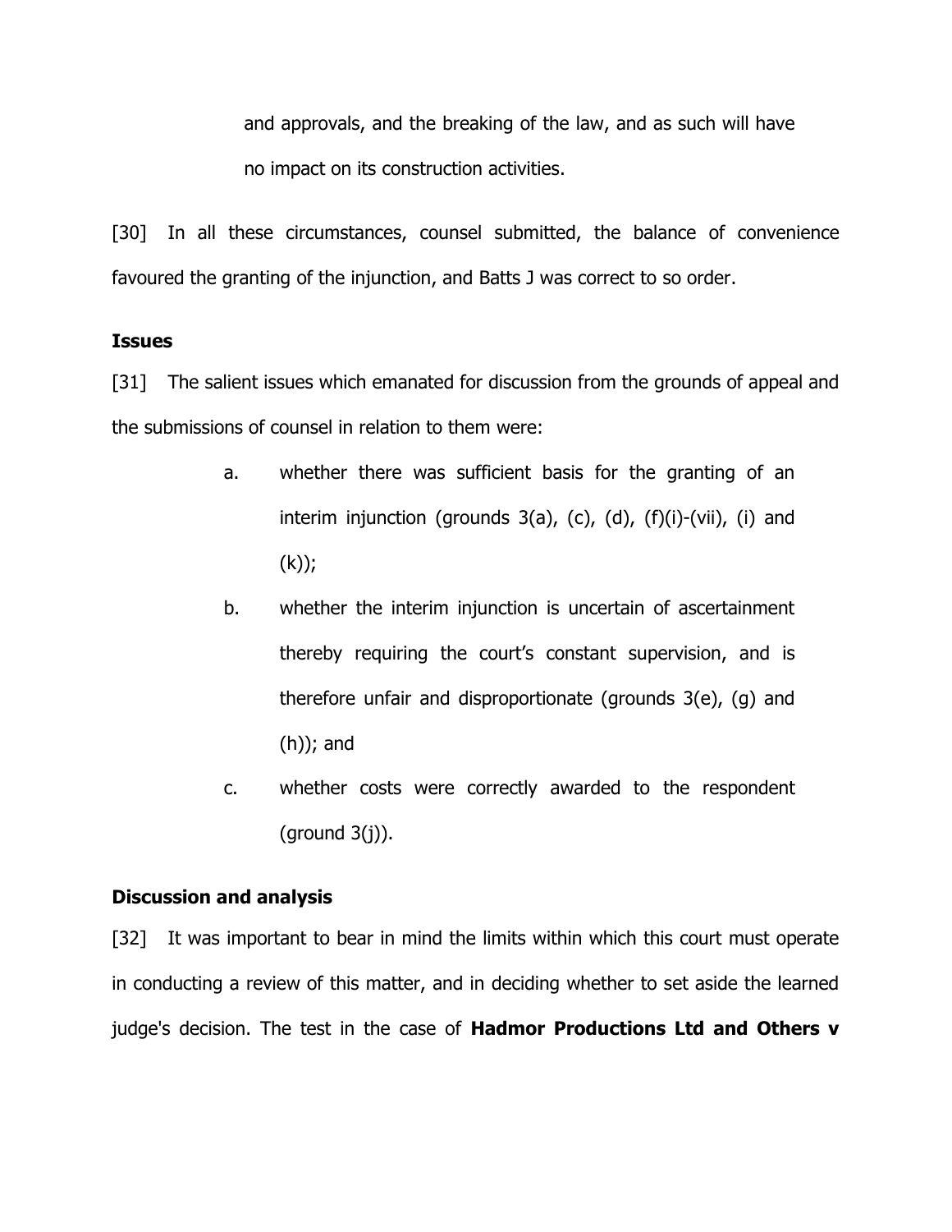and approvals, and the breaking of the law, and as such will have no impact on its construction activities.

[30] In all these circumstances, counsel submitted, the balance of convenience favoured the granting of the injunction, and Batts J was correct to so order.

**Issues**

[31] The salient issues which emanated for discussion from the grounds of appeal and the submissions of counsel in relation to them were:

a. whether there was sufficient basis for the granting of an interim injunction (grounds 3(a), (c), (d), (f)(i)-(vii), (i) and (k));

b. whether the interim injunction is uncertain of ascertainment thereby requiring the court's constant supervision, and is therefore unfair and disproportionate (grounds 3(e), (g) and (h)); and

c. whether costs were correctly awarded to the respondent (ground 3(j)).

**Discussion and analysis**

[32] It was important to bear in mind the limits within which this court must operate in conducting a review of this matter, and in deciding whether to set aside the learned judge's decision. The test in the case of **Hadmor Productions Ltd and Others v**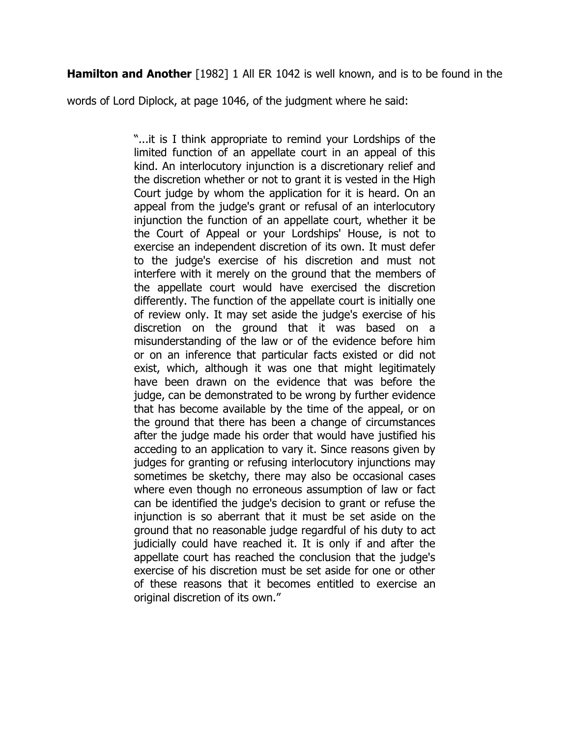**Hamilton and Another** [1982] 1 All ER 1042 is well known, and is to be found in the words of Lord Diplock, at page 1046, of the judgment where he said:

> "...it is I think appropriate to remind your Lordships of the limited function of an appellate court in an appeal of this kind. An interlocutory injunction is a discretionary relief and the discretion whether or not to grant it is vested in the High Court judge by whom the application for it is heard. On an appeal from the judge's grant or refusal of an interlocutory injunction the function of an appellate court, whether it be the Court of Appeal or your Lordships' House, is not to exercise an independent discretion of its own. It must defer to the judge's exercise of his discretion and must not interfere with it merely on the ground that the members of the appellate court would have exercised the discretion differently. The function of the appellate court is initially one of review only. It may set aside the judge's exercise of his discretion on the ground that it was based on a misunderstanding of the law or of the evidence before him or on an inference that particular facts existed or did not exist, which, although it was one that might legitimately have been drawn on the evidence that was before the judge, can be demonstrated to be wrong by further evidence that has become available by the time of the appeal, or on the ground that there has been a change of circumstances after the judge made his order that would have justified his acceding to an application to vary it. Since reasons given by judges for granting or refusing interlocutory injunctions may sometimes be sketchy, there may also be occasional cases where even though no erroneous assumption of law or fact can be identified the judge's decision to grant or refuse the injunction is so aberrant that it must be set aside on the ground that no reasonable judge regardful of his duty to act judicially could have reached it. It is only if and after the appellate court has reached the conclusion that the judge's exercise of his discretion must be set aside for one or other of these reasons that it becomes entitled to exercise an original discretion of its own."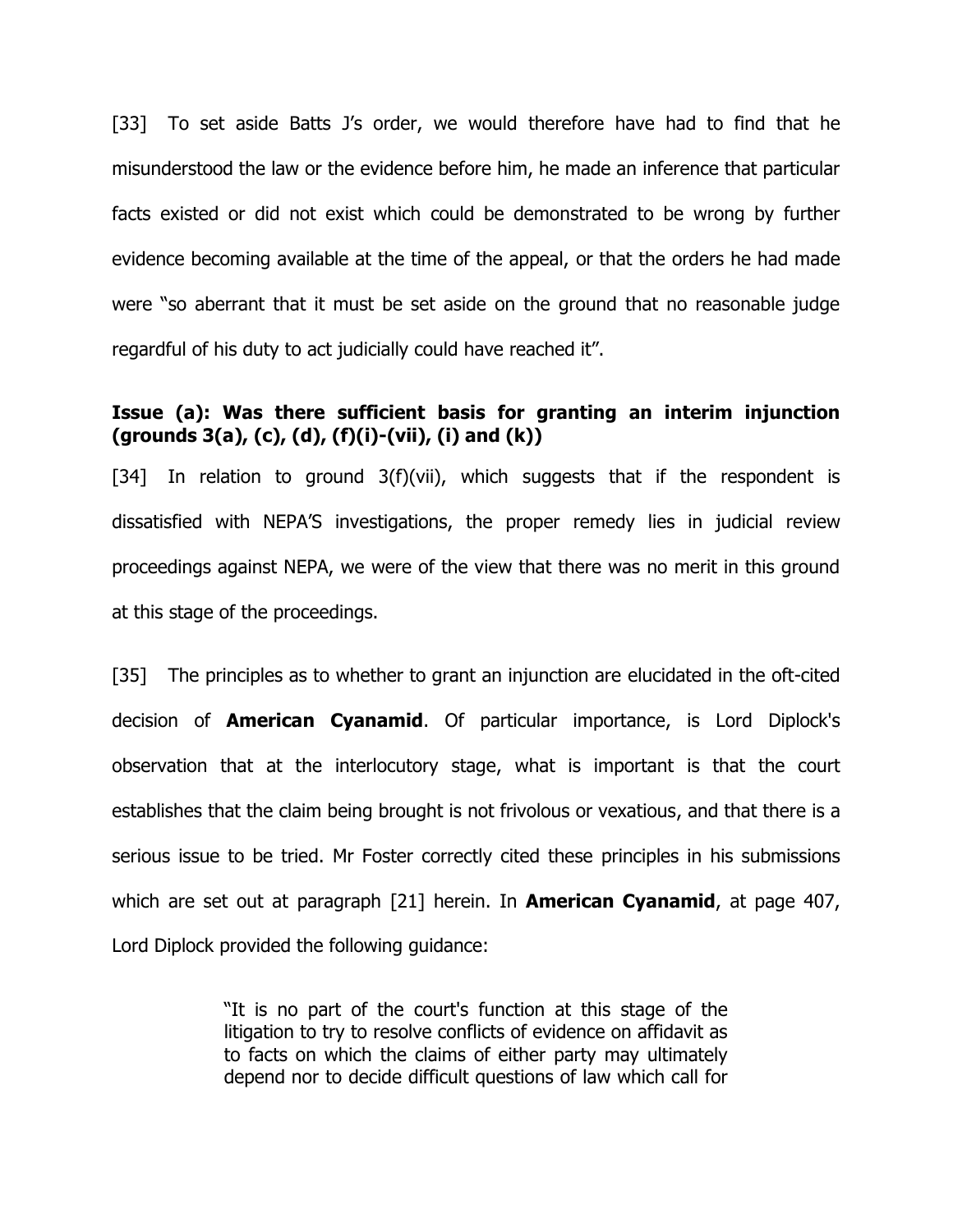[33] To set aside Batts J's order, we would therefore have had to find that he misunderstood the law or the evidence before him, he made an inference that particular facts existed or did not exist which could be demonstrated to be wrong by further evidence becoming available at the time of the appeal, or that the orders he had made were "so aberrant that it must be set aside on the ground that no reasonable judge regardful of his duty to act judicially could have reached it".

**Issue (a): Was there sufficient basis for granting an interim injunction (grounds 3(a), (c), (d), (f)(i)-(vii), (i) and (k))**

[34] In relation to ground 3(f)(vii), which suggests that if the respondent is dissatisfied with NEPA'S investigations, the proper remedy lies in judicial review proceedings against NEPA, we were of the view that there was no merit in this ground at this stage of the proceedings.

[35] The principles as to whether to grant an injunction are elucidated in the oft-cited decision of **American Cyanamid**. Of particular importance, is Lord Diplock's observation that at the interlocutory stage, what is important is that the court establishes that the claim being brought is not frivolous or vexatious, and that there is a serious issue to be tried. Mr Foster correctly cited these principles in his submissions which are set out at paragraph [21] herein. In **American Cyanamid**, at page 407, Lord Diplock provided the following guidance:

> "It is no part of the court's function at this stage of the litigation to try to resolve conflicts of evidence on affidavit as to facts on which the claims of either party may ultimately depend nor to decide difficult questions of law which call for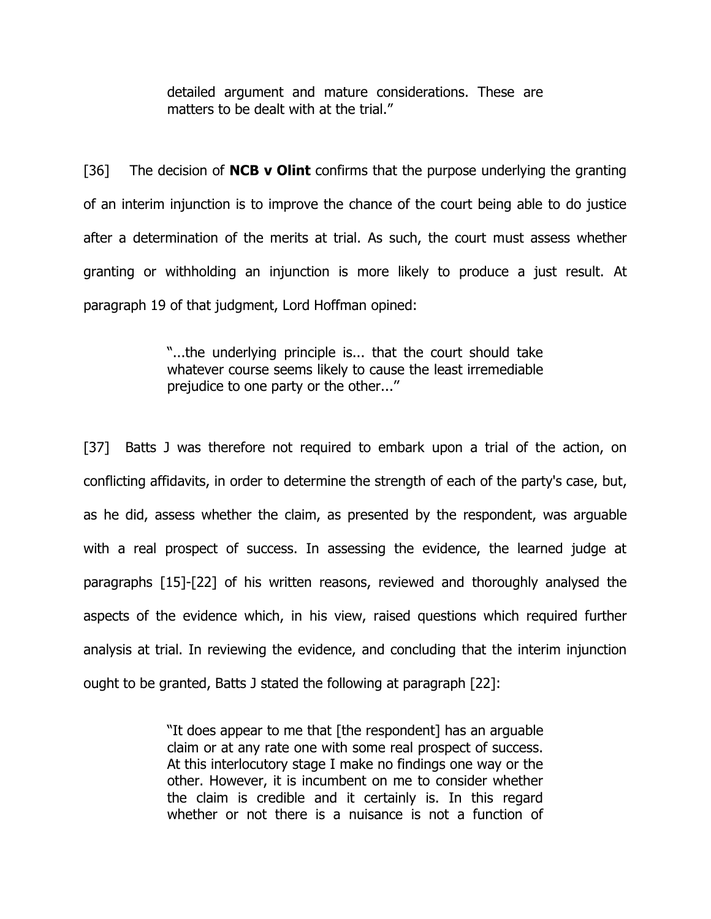> detailed argument and mature considerations. These are matters to be dealt with at the trial."

[36] The decision of **NCB v Olint** confirms that the purpose underlying the granting of an interim injunction is to improve the chance of the court being able to do justice after a determination of the merits at trial. As such, the court must assess whether granting or withholding an injunction is more likely to produce a just result. At paragraph 19 of that judgment, Lord Hoffman opined:

> "...the underlying principle is... that the court should take whatever course seems likely to cause the least irremediable prejudice to one party or the other..."

[37] Batts J was therefore not required to embark upon a trial of the action, on conflicting affidavits, in order to determine the strength of each of the party's case, but, as he did, assess whether the claim, as presented by the respondent, was arguable with a real prospect of success. In assessing the evidence, the learned judge at paragraphs [15]-[22] of his written reasons, reviewed and thoroughly analysed the aspects of the evidence which, in his view, raised questions which required further analysis at trial. In reviewing the evidence, and concluding that the interim injunction ought to be granted, Batts J stated the following at paragraph [22]:

> "It does appear to me that [the respondent] has an arguable claim or at any rate one with some real prospect of success. At this interlocutory stage I make no findings one way or the other. However, it is incumbent on me to consider whether the claim is credible and it certainly is. In this regard whether or not there is a nuisance is not a function of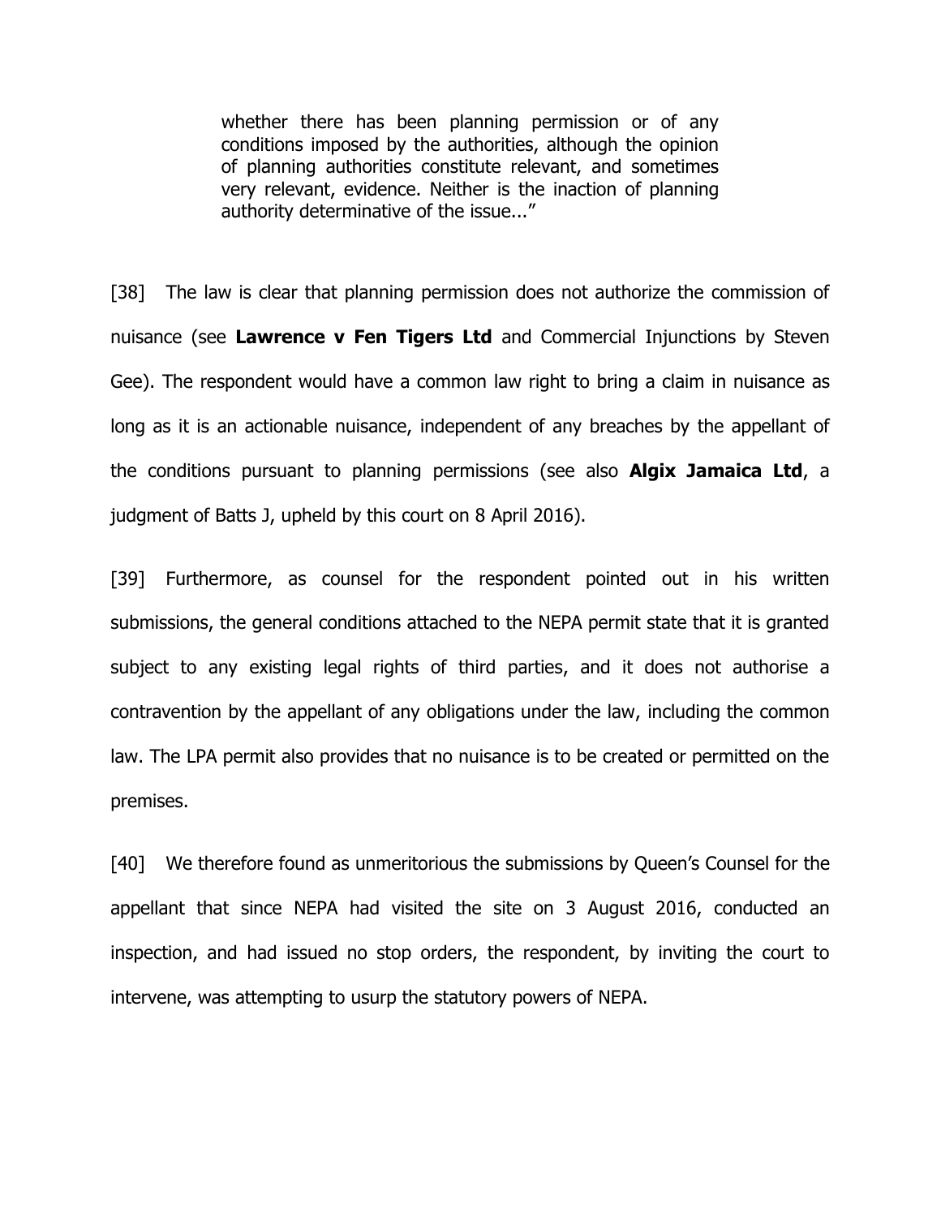> whether there has been planning permission or of any conditions imposed by the authorities, although the opinion of planning authorities constitute relevant, and sometimes very relevant, evidence. Neither is the inaction of planning authority determinative of the issue..."

[38] The law is clear that planning permission does not authorize the commission of nuisance (see **Lawrence v Fen Tigers Ltd** and Commercial Injunctions by Steven Gee). The respondent would have a common law right to bring a claim in nuisance as long as it is an actionable nuisance, independent of any breaches by the appellant of the conditions pursuant to planning permissions (see also **Algix Jamaica Ltd**, a judgment of Batts J, upheld by this court on 8 April 2016).

[39] Furthermore, as counsel for the respondent pointed out in his written submissions, the general conditions attached to the NEPA permit state that it is granted subject to any existing legal rights of third parties, and it does not authorise a contravention by the appellant of any obligations under the law, including the common law. The LPA permit also provides that no nuisance is to be created or permitted on the premises.

[40] We therefore found as unmeritorious the submissions by Queen's Counsel for the appellant that since NEPA had visited the site on 3 August 2016, conducted an inspection, and had issued no stop orders, the respondent, by inviting the court to intervene, was attempting to usurp the statutory powers of NEPA.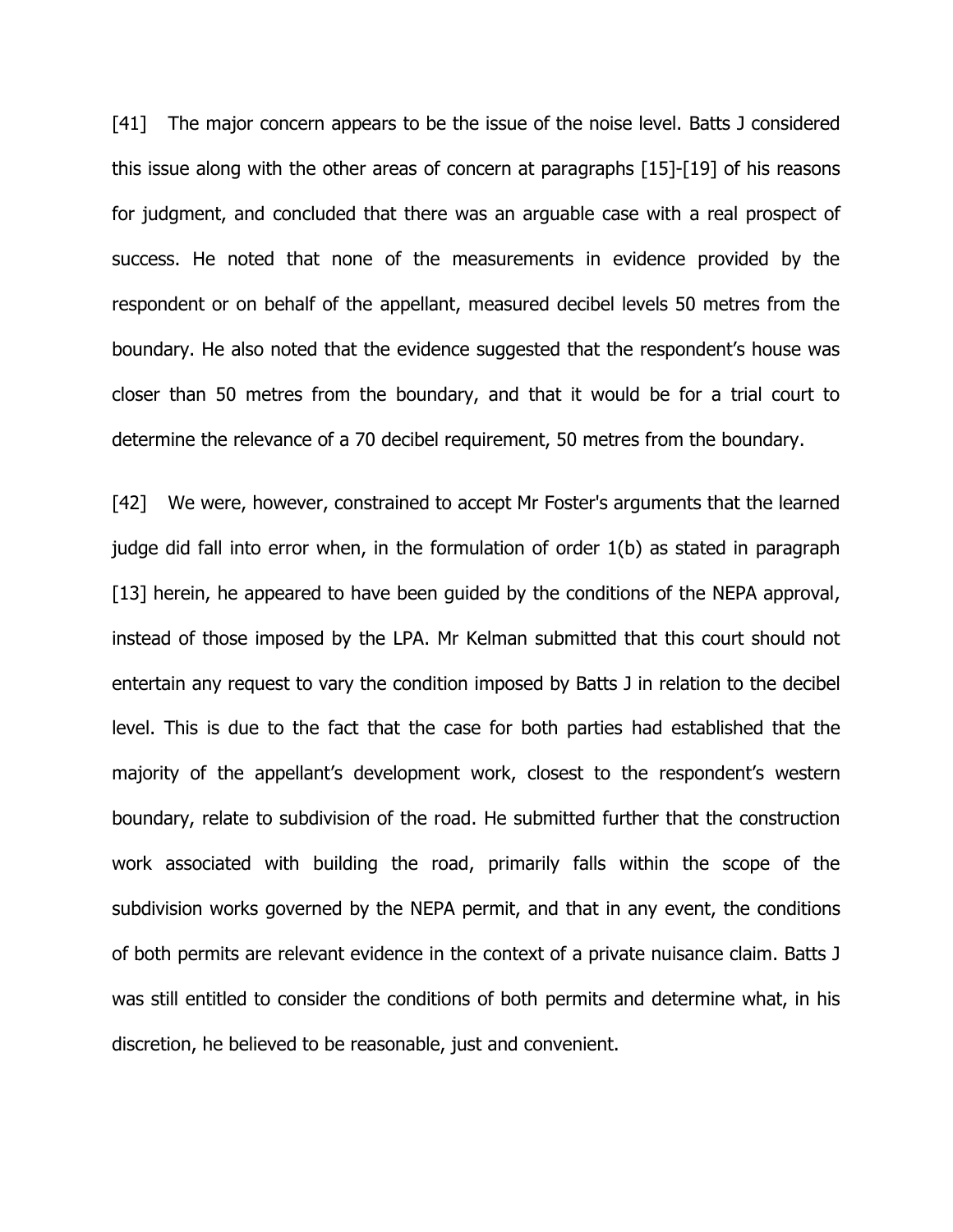[41] The major concern appears to be the issue of the noise level. Batts J considered this issue along with the other areas of concern at paragraphs [15]-[19] of his reasons for judgment, and concluded that there was an arguable case with a real prospect of success. He noted that none of the measurements in evidence provided by the respondent or on behalf of the appellant, measured decibel levels 50 metres from the boundary. He also noted that the evidence suggested that the respondent's house was closer than 50 metres from the boundary, and that it would be for a trial court to determine the relevance of a 70 decibel requirement, 50 metres from the boundary.

[42] We were, however, constrained to accept Mr Foster's arguments that the learned judge did fall into error when, in the formulation of order 1(b) as stated in paragraph [13] herein, he appeared to have been guided by the conditions of the NEPA approval, instead of those imposed by the LPA. Mr Kelman submitted that this court should not entertain any request to vary the condition imposed by Batts J in relation to the decibel level. This is due to the fact that the case for both parties had established that the majority of the appellant's development work, closest to the respondent's western boundary, relate to subdivision of the road. He submitted further that the construction work associated with building the road, primarily falls within the scope of the subdivision works governed by the NEPA permit, and that in any event, the conditions of both permits are relevant evidence in the context of a private nuisance claim. Batts J was still entitled to consider the conditions of both permits and determine what, in his discretion, he believed to be reasonable, just and convenient.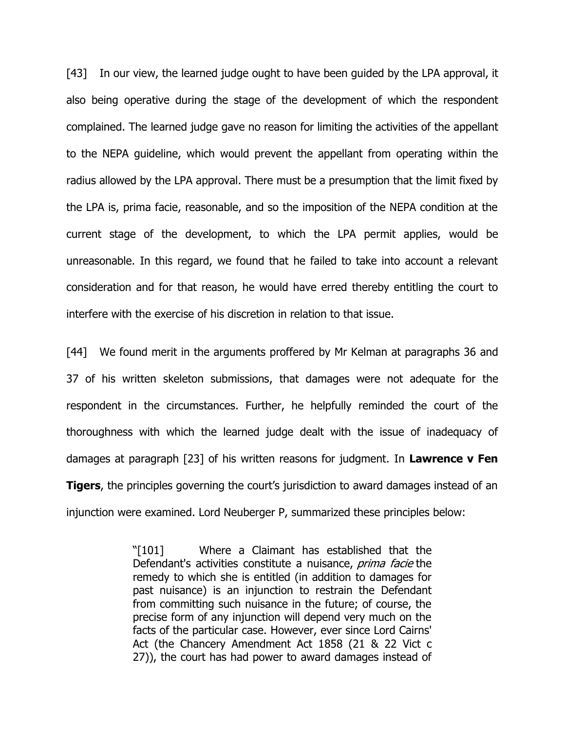[43] In our view, the learned judge ought to have been guided by the LPA approval, it also being operative during the stage of the development of which the respondent complained. The learned judge gave no reason for limiting the activities of the appellant to the NEPA guideline, which would prevent the appellant from operating within the radius allowed by the LPA approval. There must be a presumption that the limit fixed by the LPA is, prima facie, reasonable, and so the imposition of the NEPA condition at the current stage of the development, to which the LPA permit applies, would be unreasonable. In this regard, we found that he failed to take into account a relevant consideration and for that reason, he would have erred thereby entitling the court to interfere with the exercise of his discretion in relation to that issue.

[44] We found merit in the arguments proffered by Mr Kelman at paragraphs 36 and 37 of his written skeleton submissions, that damages were not adequate for the respondent in the circumstances. Further, he helpfully reminded the court of the thoroughness with which the learned judge dealt with the issue of inadequacy of damages at paragraph [23] of his written reasons for judgment. In **Lawrence v Fen Tigers**, the principles governing the court's jurisdiction to award damages instead of an injunction were examined. Lord Neuberger P, summarized these principles below:

> "[101] Where a Claimant has established that the Defendant's activities constitute a nuisance, *prima facie* the remedy to which she is entitled (in addition to damages for past nuisance) is an injunction to restrain the Defendant from committing such nuisance in the future; of course, the precise form of any injunction will depend very much on the facts of the particular case. However, ever since Lord Cairns' Act (the Chancery Amendment Act 1858 (21 & 22 Vict c 27)), the court has had power to award damages instead of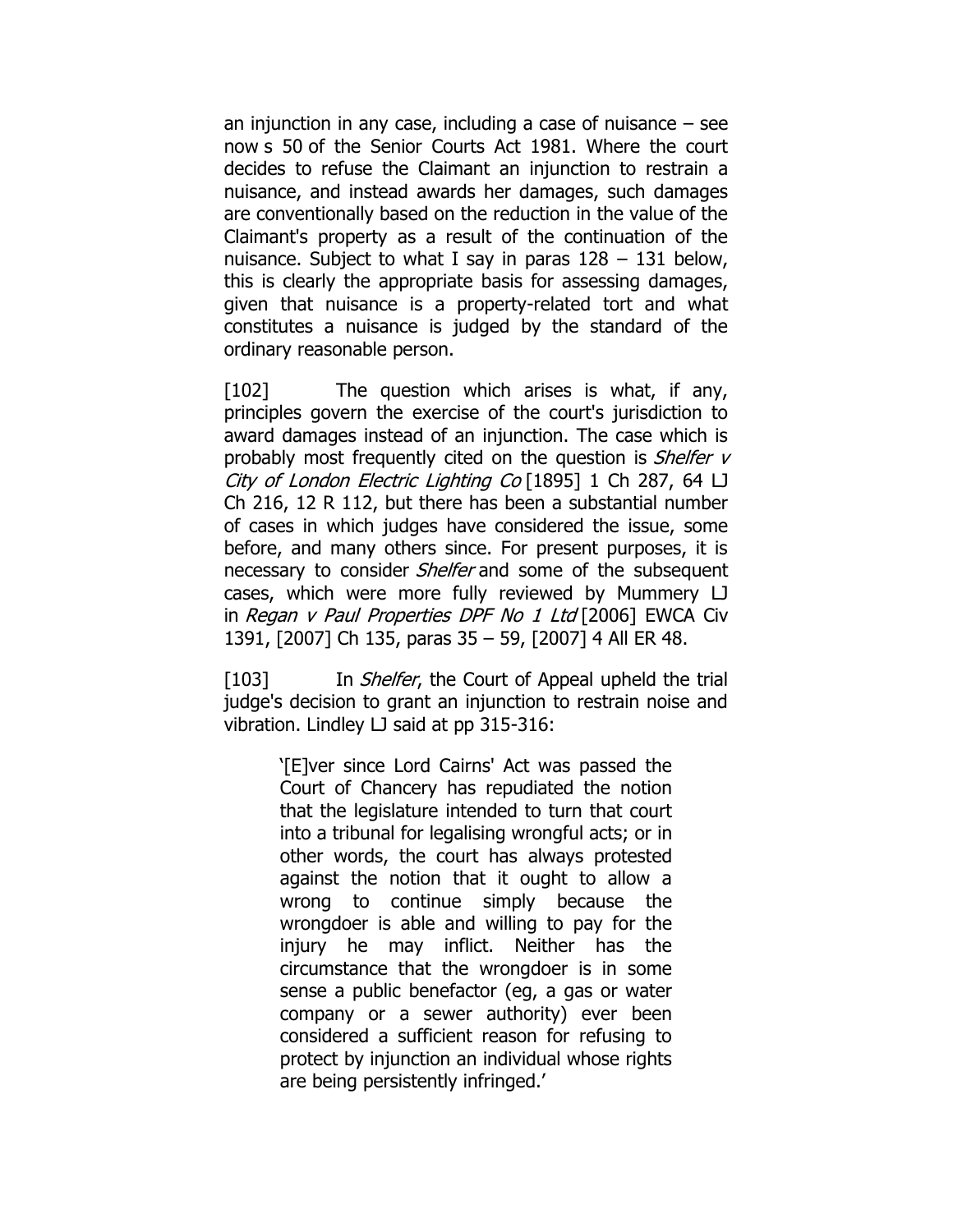an injunction in any case, including a case of nuisance – see now s 50 of the Senior Courts Act 1981. Where the court decides to refuse the Claimant an injunction to restrain a nuisance, and instead awards her damages, such damages are conventionally based on the reduction in the value of the Claimant's property as a result of the continuation of the nuisance. Subject to what I say in paras 128 – 131 below, this is clearly the appropriate basis for assessing damages, given that nuisance is a property-related tort and what constitutes a nuisance is judged by the standard of the ordinary reasonable person.

[102] The question which arises is what, if any, principles govern the exercise of the court's jurisdiction to award damages instead of an injunction. The case which is probably most frequently cited on the question is *Shelfer v City of London Electric Lighting Co* [1895] 1 Ch 287, 64 LJ Ch 216, 12 R 112, but there has been a substantial number of cases in which judges have considered the issue, some before, and many others since. For present purposes, it is necessary to consider *Shelfer* and some of the subsequent cases, which were more fully reviewed by Mummery LJ in *Regan v Paul Properties DPF No 1 Ltd* [2006] EWCA Civ 1391, [2007] Ch 135, paras 35 – 59, [2007] 4 All ER 48.

[103] In *Shelfer*, the Court of Appeal upheld the trial judge's decision to grant an injunction to restrain noise and vibration. Lindley LJ said at pp 315-316:

> '[E]ver since Lord Cairns' Act was passed the Court of Chancery has repudiated the notion that the legislature intended to turn that court into a tribunal for legalising wrongful acts; or in other words, the court has always protested against the notion that it ought to allow a wrong to continue simply because the wrongdoer is able and willing to pay for the injury he may inflict. Neither has the circumstance that the wrongdoer is in some sense a public benefactor (eg, a gas or water company or a sewer authority) ever been considered a sufficient reason for refusing to protect by injunction an individual whose rights are being persistently infringed.'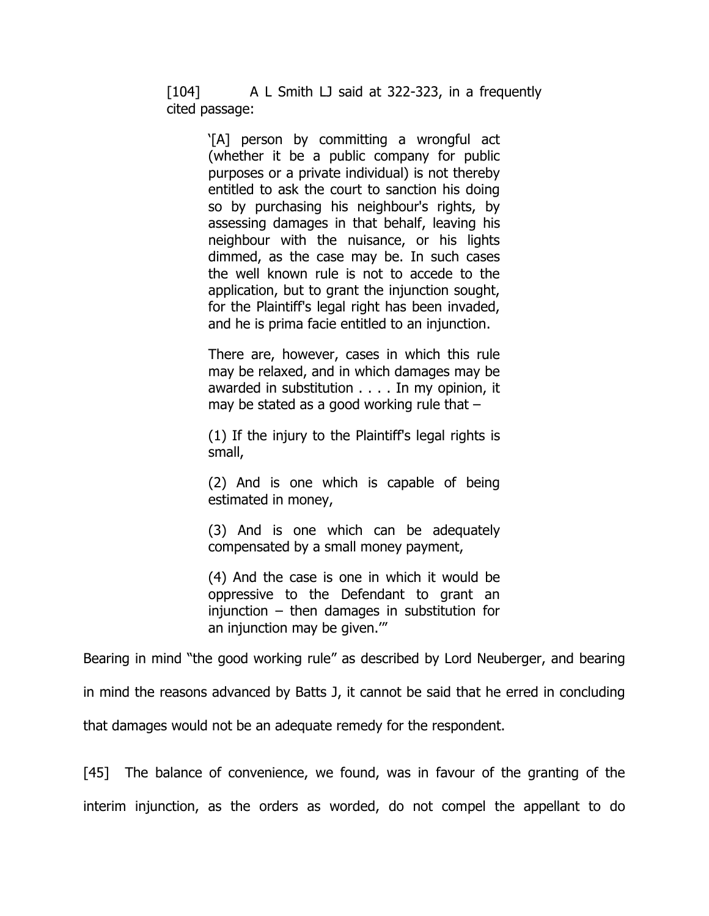> [104] A L Smith LJ said at 322-323, in a frequently cited passage:
>
> > '[A] person by committing a wrongful act (whether it be a public company for public purposes or a private individual) is not thereby entitled to ask the court to sanction his doing so by purchasing his neighbour's rights, by assessing damages in that behalf, leaving his neighbour with the nuisance, or his lights dimmed, as the case may be. In such cases the well known rule is not to accede to the application, but to grant the injunction sought, for the Plaintiff's legal right has been invaded, and he is prima facie entitled to an injunction.
> >
> > There are, however, cases in which this rule may be relaxed, and in which damages may be awarded in substitution . . . . In my opinion, it may be stated as a good working rule that –
> >
> > (1) If the injury to the Plaintiff's legal rights is small,
> >
> > (2) And is one which is capable of being estimated in money,
> >
> > (3) And is one which can be adequately compensated by a small money payment,
> >
> > (4) And the case is one in which it would be oppressive to the Defendant to grant an injunction – then damages in substitution for an injunction may be given.'"

Bearing in mind "the good working rule" as described by Lord Neuberger, and bearing in mind the reasons advanced by Batts J, it cannot be said that he erred in concluding that damages would not be an adequate remedy for the respondent.

[45] The balance of convenience, we found, was in favour of the granting of the interim injunction, as the orders as worded, do not compel the appellant to do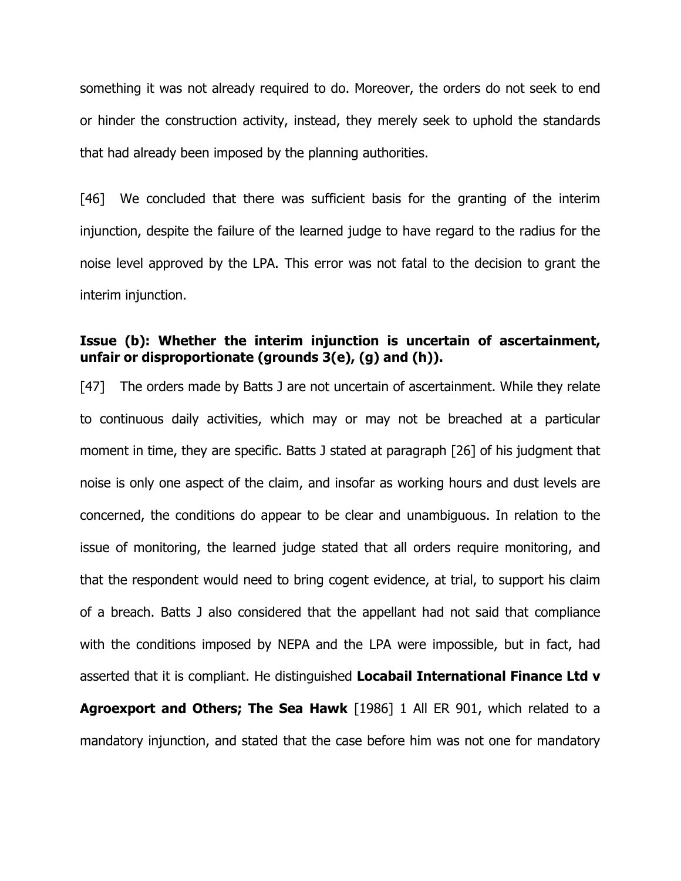something it was not already required to do. Moreover, the orders do not seek to end or hinder the construction activity, instead, they merely seek to uphold the standards that had already been imposed by the planning authorities.

[46] We concluded that there was sufficient basis for the granting of the interim injunction, despite the failure of the learned judge to have regard to the radius for the noise level approved by the LPA. This error was not fatal to the decision to grant the interim injunction.

**Issue (b): Whether the interim injunction is uncertain of ascertainment, unfair or disproportionate (grounds 3(e), (g) and (h)).**

[47] The orders made by Batts J are not uncertain of ascertainment. While they relate to continuous daily activities, which may or may not be breached at a particular moment in time, they are specific. Batts J stated at paragraph [26] of his judgment that noise is only one aspect of the claim, and insofar as working hours and dust levels are concerned, the conditions do appear to be clear and unambiguous. In relation to the issue of monitoring, the learned judge stated that all orders require monitoring, and that the respondent would need to bring cogent evidence, at trial, to support his claim of a breach. Batts J also considered that the appellant had not said that compliance with the conditions imposed by NEPA and the LPA were impossible, but in fact, had asserted that it is compliant. He distinguished **Locabail International Finance Ltd v Agroexport and Others; The Sea Hawk** [1986] 1 All ER 901, which related to a mandatory injunction, and stated that the case before him was not one for mandatory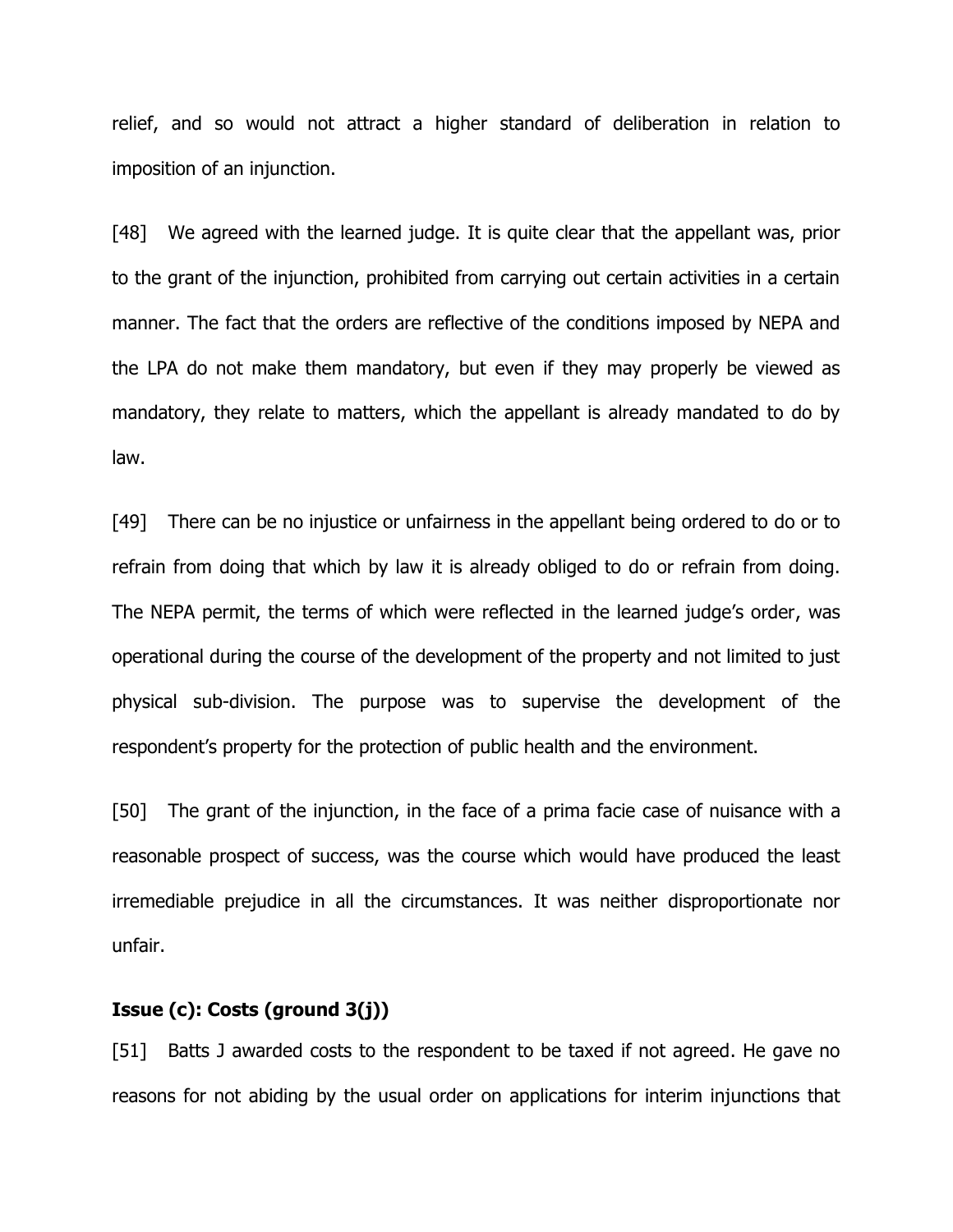relief, and so would not attract a higher standard of deliberation in relation to imposition of an injunction.

[48] We agreed with the learned judge. It is quite clear that the appellant was, prior to the grant of the injunction, prohibited from carrying out certain activities in a certain manner. The fact that the orders are reflective of the conditions imposed by NEPA and the LPA do not make them mandatory, but even if they may properly be viewed as mandatory, they relate to matters, which the appellant is already mandated to do by law.

[49] There can be no injustice or unfairness in the appellant being ordered to do or to refrain from doing that which by law it is already obliged to do or refrain from doing. The NEPA permit, the terms of which were reflected in the learned judge's order, was operational during the course of the development of the property and not limited to just physical sub-division. The purpose was to supervise the development of the respondent's property for the protection of public health and the environment.

[50] The grant of the injunction, in the face of a prima facie case of nuisance with a reasonable prospect of success, was the course which would have produced the least irremediable prejudice in all the circumstances. It was neither disproportionate nor unfair.

### Issue (c): Costs (ground 3(j))

[51] Batts J awarded costs to the respondent to be taxed if not agreed. He gave no reasons for not abiding by the usual order on applications for interim injunctions that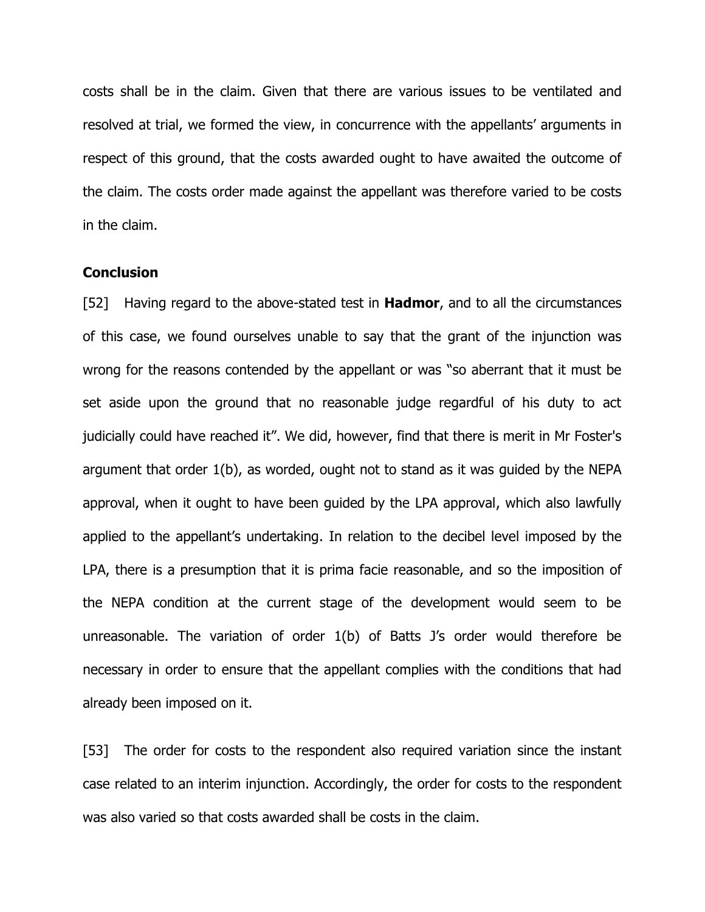costs shall be in the claim. Given that there are various issues to be ventilated and resolved at trial, we formed the view, in concurrence with the appellants' arguments in respect of this ground, that the costs awarded ought to have awaited the outcome of the claim. The costs order made against the appellant was therefore varied to be costs in the claim.

**Conclusion**

[52] Having regard to the above-stated test in **Hadmor**, and to all the circumstances of this case, we found ourselves unable to say that the grant of the injunction was wrong for the reasons contended by the appellant or was "so aberrant that it must be set aside upon the ground that no reasonable judge regardful of his duty to act judicially could have reached it". We did, however, find that there is merit in Mr Foster's argument that order 1(b), as worded, ought not to stand as it was guided by the NEPA approval, when it ought to have been guided by the LPA approval, which also lawfully applied to the appellant's undertaking. In relation to the decibel level imposed by the LPA, there is a presumption that it is prima facie reasonable, and so the imposition of the NEPA condition at the current stage of the development would seem to be unreasonable. The variation of order 1(b) of Batts J's order would therefore be necessary in order to ensure that the appellant complies with the conditions that had already been imposed on it.

[53] The order for costs to the respondent also required variation since the instant case related to an interim injunction. Accordingly, the order for costs to the respondent was also varied so that costs awarded shall be costs in the claim.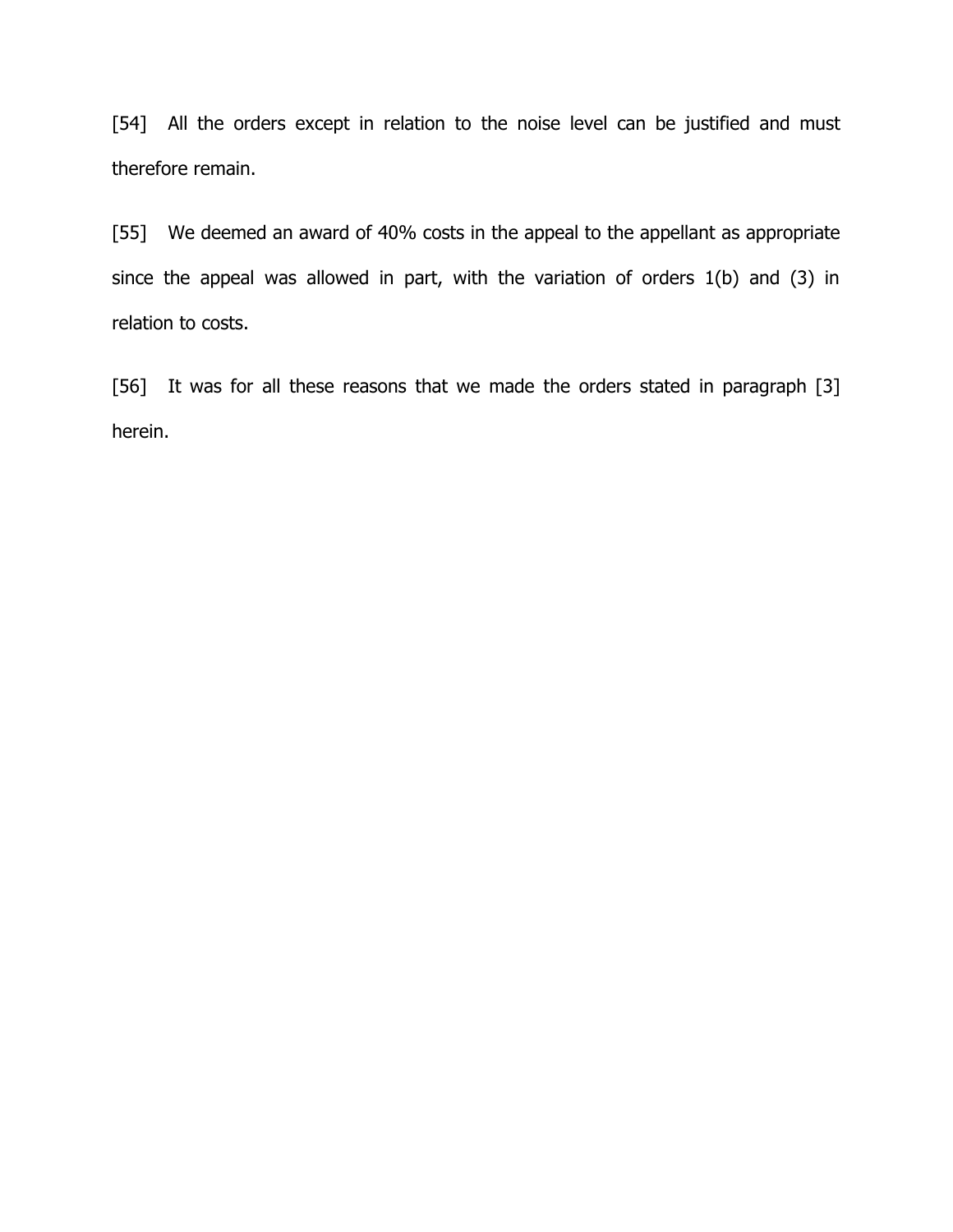[54] All the orders except in relation to the noise level can be justified and must therefore remain.

[55] We deemed an award of 40% costs in the appeal to the appellant as appropriate since the appeal was allowed in part, with the variation of orders 1(b) and (3) in relation to costs.

[56] It was for all these reasons that we made the orders stated in paragraph [3] herein.